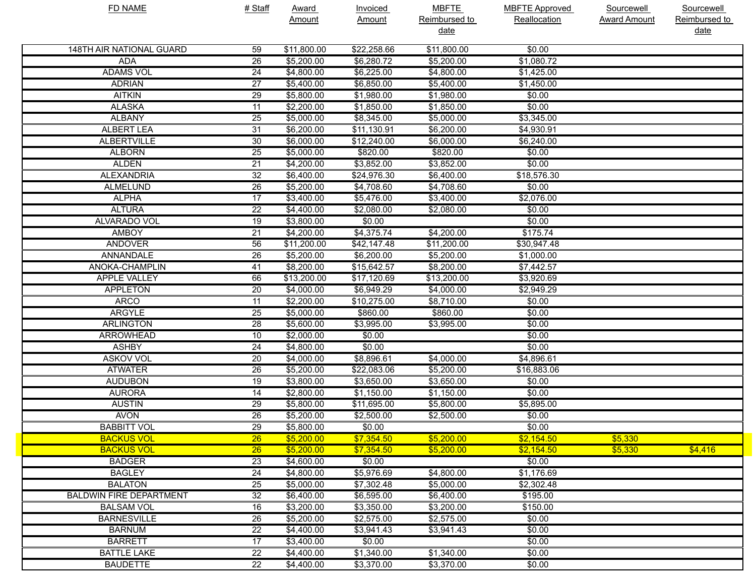| FD NAME | # Staff | Award Amount | Invoiced Amount | MBFTE Reimbursed to date | MBFTE Approved Reallocation | Sourcewell Award Amount | Sourcewell Reimbursed to date |
|---|---|---|---|---|---|---|---|
| 148TH AIR NATIONAL GUARD | 59 | $11,800.00 | $22,258.66 | $11,800.00 | $0.00 | | |
| ADA | 26 | $5,200.00 | $6,280.72 | $5,200.00 | $1,080.72 | | |
| ADAMS VOL | 24 | $4,800.00 | $6,225.00 | $4,800.00 | $1,425.00 | | |
| ADRIAN | 27 | $5,400.00 | $6,850.00 | $5,400.00 | $1,450.00 | | |
| AITKIN | 29 | $5,800.00 | $1,980.00 | $1,980.00 | $0.00 | | |
| ALASKA | 11 | $2,200.00 | $1,850.00 | $1,850.00 | $0.00 | | |
| ALBANY | 25 | $5,000.00 | $8,345.00 | $5,000.00 | $3,345.00 | | |
| ALBERT LEA | 31 | $6,200.00 | $11,130.91 | $6,200.00 | $4,930.91 | | |
| ALBERTVILLE | 30 | $6,000.00 | $12,240.00 | $6,000.00 | $6,240.00 | | |
| ALBORN | 25 | $5,000.00 | $820.00 | $820.00 | $0.00 | | |
| ALDEN | 21 | $4,200.00 | $3,852.00 | $3,852.00 | $0.00 | | |
| ALEXANDRIA | 32 | $6,400.00 | $24,976.30 | $6,400.00 | $18,576.30 | | |
| ALMELUND | 26 | $5,200.00 | $4,708.60 | $4,708.60 | $0.00 | | |
| ALPHA | 17 | $3,400.00 | $5,476.00 | $3,400.00 | $2,076.00 | | |
| ALTURA | 22 | $4,400.00 | $2,080.00 | $2,080.00 | $0.00 | | |
| ALVARADO VOL | 19 | $3,800.00 | $0.00 | | $0.00 | | |
| AMBOY | 21 | $4,200.00 | $4,375.74 | $4,200.00 | $175.74 | | |
| ANDOVER | 56 | $11,200.00 | $42,147.48 | $11,200.00 | $30,947.48 | | |
| ANNANDALE | 26 | $5,200.00 | $6,200.00 | $5,200.00 | $1,000.00 | | |
| ANOKA-CHAMPLIN | 41 | $8,200.00 | $15,642.57 | $8,200.00 | $7,442.57 | | |
| APPLE VALLEY | 66 | $13,200.00 | $17,120.69 | $13,200.00 | $3,920.69 | | |
| APPLETON | 20 | $4,000.00 | $6,949.29 | $4,000.00 | $2,949.29 | | |
| ARCO | 11 | $2,200.00 | $10,275.00 | $8,710.00 | $0.00 | | |
| ARGYLE | 25 | $5,000.00 | $860.00 | $860.00 | $0.00 | | |
| ARLINGTON | 28 | $5,600.00 | $3,995.00 | $3,995.00 | $0.00 | | |
| ARROWHEAD | 10 | $2,000.00 | $0.00 | | $0.00 | | |
| ASHBY | 24 | $4,800.00 | $0.00 | | $0.00 | | |
| ASKOV VOL | 20 | $4,000.00 | $8,896.61 | $4,000.00 | $4,896.61 | | |
| ATWATER | 26 | $5,200.00 | $22,083.06 | $5,200.00 | $16,883.06 | | |
| AUDUBON | 19 | $3,800.00 | $3,650.00 | $3,650.00 | $0.00 | | |
| AURORA | 14 | $2,800.00 | $1,150.00 | $1,150.00 | $0.00 | | |
| AUSTIN | 29 | $5,800.00 | $11,695.00 | $5,800.00 | $5,895.00 | | |
| AVON | 26 | $5,200.00 | $2,500.00 | $2,500.00 | $0.00 | | |
| BABBITT VOL | 29 | $5,800.00 | $0.00 | | $0.00 | | |
| BACKUS VOL | 26 | $5,200.00 | $7,354.50 | $5,200.00 | $2,154.50 | $5,330 | |
| BACKUS VOL | 26 | $5,200.00 | $7,354.50 | $5,200.00 | $2,154.50 | $5,330 | $4,416 |
| BADGER | 23 | $4,600.00 | $0.00 | | $0.00 | | |
| BAGLEY | 24 | $4,800.00 | $5,976.69 | $4,800.00 | $1,176.69 | | |
| BALATON | 25 | $5,000.00 | $7,302.48 | $5,000.00 | $2,302.48 | | |
| BALDWIN FIRE DEPARTMENT | 32 | $6,400.00 | $6,595.00 | $6,400.00 | $195.00 | | |
| BALSAM VOL | 16 | $3,200.00 | $3,350.00 | $3,200.00 | $150.00 | | |
| BARNESVILLE | 26 | $5,200.00 | $2,575.00 | $2,575.00 | $0.00 | | |
| BARNUM | 22 | $4,400.00 | $3,941.43 | $3,941.43 | $0.00 | | |
| BARRETT | 17 | $3,400.00 | $0.00 | | $0.00 | | |
| BATTLE LAKE | 22 | $4,400.00 | $1,340.00 | $1,340.00 | $0.00 | | |
| BAUDETTE | 22 | $4,400.00 | $3,370.00 | $3,370.00 | $0.00 | | |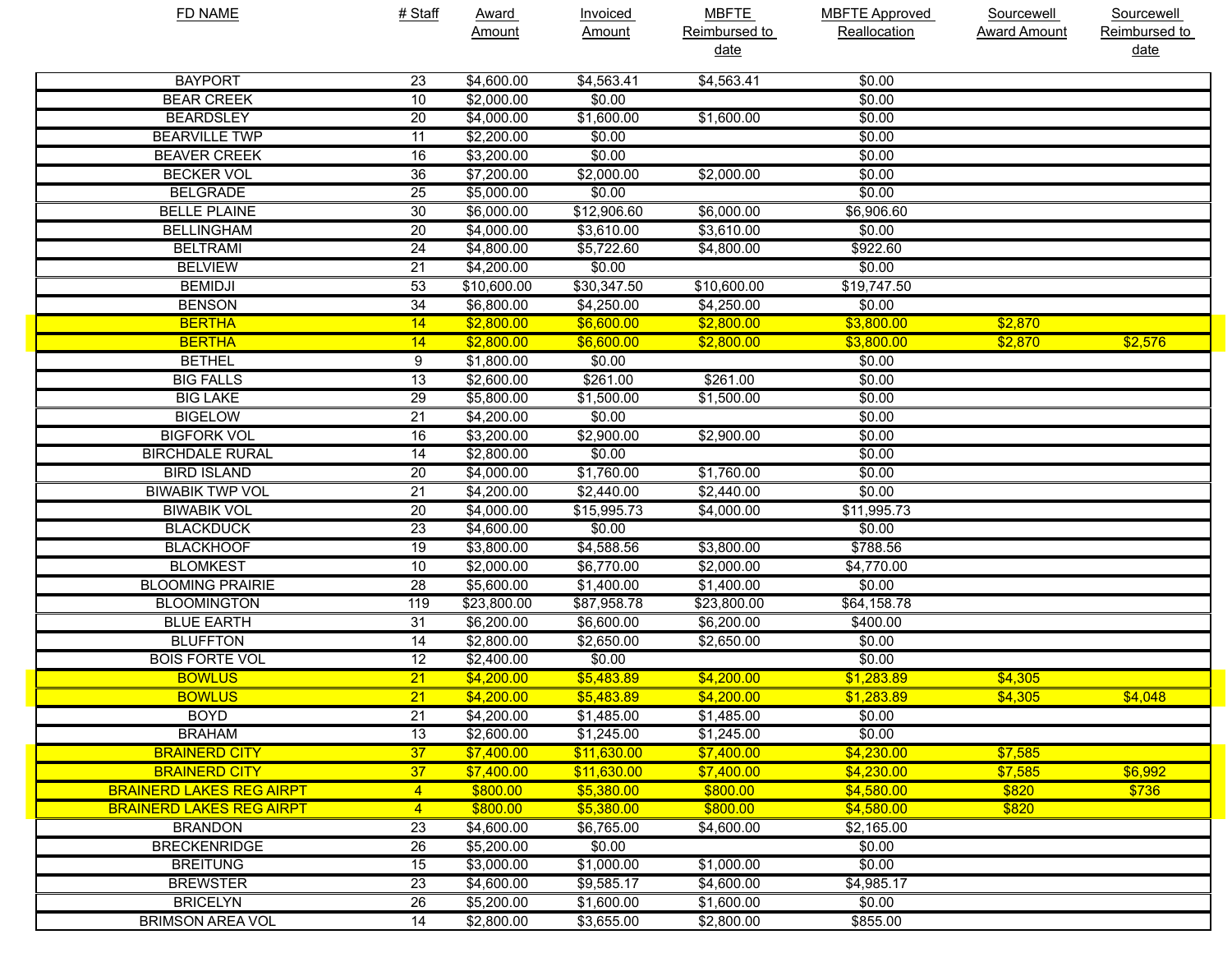| FD NAME | # Staff | Award Amount | Invoiced Amount | MBFTE Reimbursed to date | MBFTE Approved Reallocation | Sourcewell Award Amount | Sourcewell Reimbursed to date |
|---|---|---|---|---|---|---|---|
| BAYPORT | 23 | $4,600.00 | $4,563.41 | $4,563.41 | $0.00 | | |
| BEAR CREEK | 10 | $2,000.00 | $0.00 | | $0.00 | | |
| BEARDSLEY | 20 | $4,000.00 | $1,600.00 | $1,600.00 | $0.00 | | |
| BEARVILLE TWP | 11 | $2,200.00 | $0.00 | | $0.00 | | |
| BEAVER CREEK | 16 | $3,200.00 | $0.00 | | $0.00 | | |
| BECKER VOL | 36 | $7,200.00 | $2,000.00 | $2,000.00 | $0.00 | | |
| BELGRADE | 25 | $5,000.00 | $0.00 | | $0.00 | | |
| BELLE PLAINE | 30 | $6,000.00 | $12,906.60 | $6,000.00 | $6,906.60 | | |
| BELLINGHAM | 20 | $4,000.00 | $3,610.00 | $3,610.00 | $0.00 | | |
| BELTRAMI | 24 | $4,800.00 | $5,722.60 | $4,800.00 | $922.60 | | |
| BELVIEW | 21 | $4,200.00 | $0.00 | | $0.00 | | |
| BEMIDJI | 53 | $10,600.00 | $30,347.50 | $10,600.00 | $19,747.50 | | |
| BENSON | 34 | $6,800.00 | $4,250.00 | $4,250.00 | $0.00 | | |
| BERTHA | 14 | $2,800.00 | $6,600.00 | $2,800.00 | $3,800.00 | $2,870 | |
| BERTHA | 14 | $2,800.00 | $6,600.00 | $2,800.00 | $3,800.00 | $2,870 | $2,576 |
| BETHEL | 9 | $1,800.00 | $0.00 | | $0.00 | | |
| BIG FALLS | 13 | $2,600.00 | $261.00 | $261.00 | $0.00 | | |
| BIG LAKE | 29 | $5,800.00 | $1,500.00 | $1,500.00 | $0.00 | | |
| BIGELOW | 21 | $4,200.00 | $0.00 | | $0.00 | | |
| BIGFORK VOL | 16 | $3,200.00 | $2,900.00 | $2,900.00 | $0.00 | | |
| BIRCHDALE RURAL | 14 | $2,800.00 | $0.00 | | $0.00 | | |
| BIRD ISLAND | 20 | $4,000.00 | $1,760.00 | $1,760.00 | $0.00 | | |
| BIWABIK TWP VOL | 21 | $4,200.00 | $2,440.00 | $2,440.00 | $0.00 | | |
| BIWABIK VOL | 20 | $4,000.00 | $15,995.73 | $4,000.00 | $11,995.73 | | |
| BLACKDUCK | 23 | $4,600.00 | $0.00 | | $0.00 | | |
| BLACKHOOF | 19 | $3,800.00 | $4,588.56 | $3,800.00 | $788.56 | | |
| BLOMKEST | 10 | $2,000.00 | $6,770.00 | $2,000.00 | $4,770.00 | | |
| BLOOMING PRAIRIE | 28 | $5,600.00 | $1,400.00 | $1,400.00 | $0.00 | | |
| BLOOMINGTON | 119 | $23,800.00 | $87,958.78 | $23,800.00 | $64,158.78 | | |
| BLUE EARTH | 31 | $6,200.00 | $6,600.00 | $6,200.00 | $400.00 | | |
| BLUFFTON | 14 | $2,800.00 | $2,650.00 | $2,650.00 | $0.00 | | |
| BOIS FORTE VOL | 12 | $2,400.00 | $0.00 | | $0.00 | | |
| BOWLUS | 21 | $4,200.00 | $5,483.89 | $4,200.00 | $1,283.89 | $4,305 | |
| BOWLUS | 21 | $4,200.00 | $5,483.89 | $4,200.00 | $1,283.89 | $4,305 | $4,048 |
| BOYD | 21 | $4,200.00 | $1,485.00 | $1,485.00 | $0.00 | | |
| BRAHAM | 13 | $2,600.00 | $1,245.00 | $1,245.00 | $0.00 | | |
| BRAINERD CITY | 37 | $7,400.00 | $11,630.00 | $7,400.00 | $4,230.00 | $7,585 | |
| BRAINERD CITY | 37 | $7,400.00 | $11,630.00 | $7,400.00 | $4,230.00 | $7,585 | $6,992 |
| BRAINERD LAKES REG AIRPT | 4 | $800.00 | $5,380.00 | $800.00 | $4,580.00 | $820 | $736 |
| BRAINERD LAKES REG AIRPT | 4 | $800.00 | $5,380.00 | $800.00 | $4,580.00 | $820 | |
| BRANDON | 23 | $4,600.00 | $6,765.00 | $4,600.00 | $2,165.00 | | |
| BRECKENRIDGE | 26 | $5,200.00 | $0.00 | | $0.00 | | |
| BREITUNG | 15 | $3,000.00 | $1,000.00 | $1,000.00 | $0.00 | | |
| BREWSTER | 23 | $4,600.00 | $9,585.17 | $4,600.00 | $4,985.17 | | |
| BRICELYN | 26 | $5,200.00 | $1,600.00 | $1,600.00 | $0.00 | | |
| BRIMSON AREA VOL | 14 | $2,800.00 | $3,655.00 | $2,800.00 | $855.00 | | |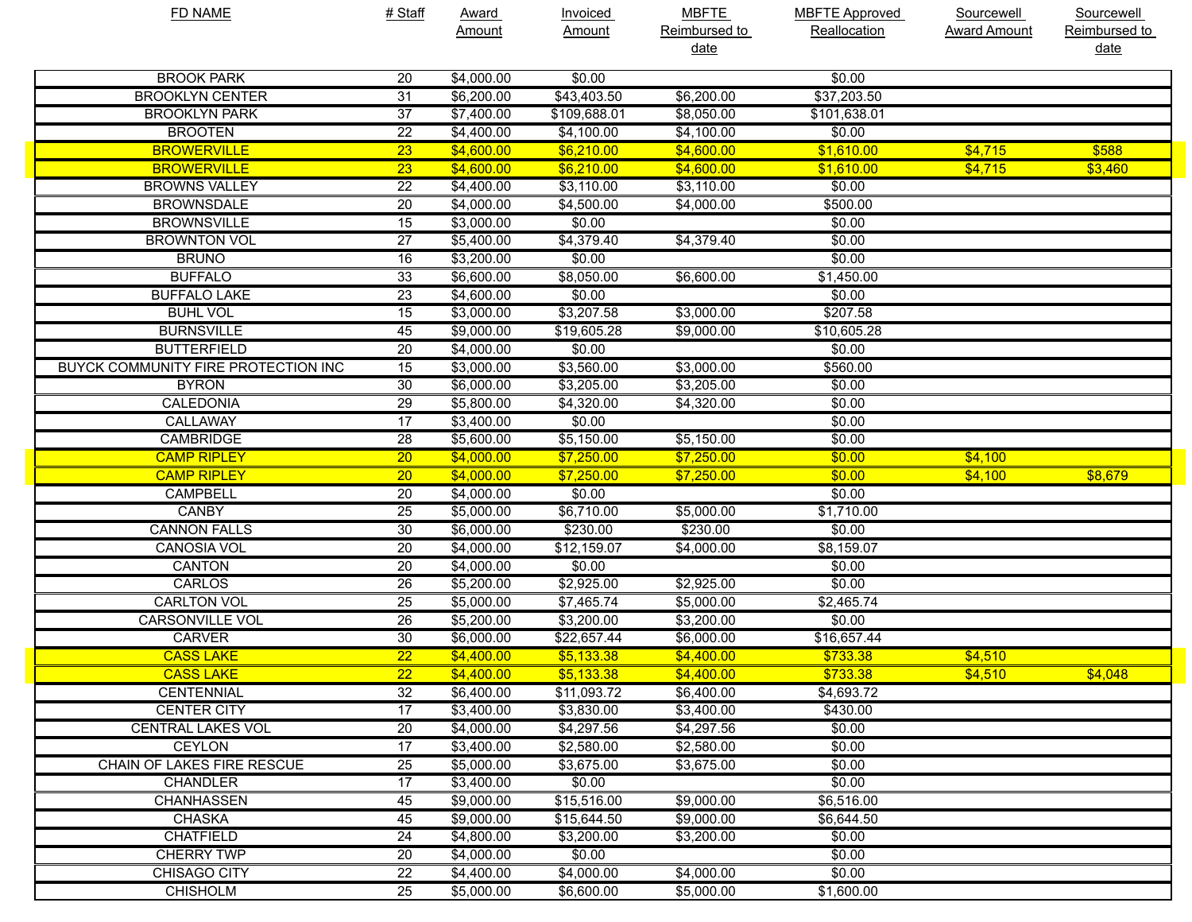| FD NAME | # Staff | Award Amount | Invoiced Amount | MBFTE Reimbursed to date | MBFTE Approved Reallocation | Sourcewell Award Amount | Sourcewell Reimbursed to date |
|---|---|---|---|---|---|---|---|
| BROOK PARK | 20 | $4,000.00 | $0.00 | | $0.00 | | |
| BROOKLYN CENTER | 31 | $6,200.00 | $43,403.50 | $6,200.00 | $37,203.50 | | |
| BROOKLYN PARK | 37 | $7,400.00 | $109,688.01 | $8,050.00 | $101,638.01 | | |
| BROOTEN | 22 | $4,400.00 | $4,100.00 | $4,100.00 | $0.00 | | |
| BROWERVILLE | 23 | $4,600.00 | $6,210.00 | $4,600.00 | $1,610.00 | $4,715 | $588 |
| BROWERVILLE | 23 | $4,600.00 | $6,210.00 | $4,600.00 | $1,610.00 | $4,715 | $3,460 |
| BROWNS VALLEY | 22 | $4,400.00 | $3,110.00 | $3,110.00 | $0.00 | | |
| BROWNSDALE | 20 | $4,000.00 | $4,500.00 | $4,000.00 | $500.00 | | |
| BROWNSVILLE | 15 | $3,000.00 | $0.00 | | $0.00 | | |
| BROWNTON VOL | 27 | $5,400.00 | $4,379.40 | $4,379.40 | $0.00 | | |
| BRUNO | 16 | $3,200.00 | $0.00 | | $0.00 | | |
| BUFFALO | 33 | $6,600.00 | $8,050.00 | $6,600.00 | $1,450.00 | | |
| BUFFALO LAKE | 23 | $4,600.00 | $0.00 | | $0.00 | | |
| BUHL VOL | 15 | $3,000.00 | $3,207.58 | $3,000.00 | $207.58 | | |
| BURNSVILLE | 45 | $9,000.00 | $19,605.28 | $9,000.00 | $10,605.28 | | |
| BUTTERFIELD | 20 | $4,000.00 | $0.00 | | $0.00 | | |
| BUYCK COMMUNITY FIRE PROTECTION INC | 15 | $3,000.00 | $3,560.00 | $3,000.00 | $560.00 | | |
| BYRON | 30 | $6,000.00 | $3,205.00 | $3,205.00 | $0.00 | | |
| CALEDONIA | 29 | $5,800.00 | $4,320.00 | $4,320.00 | $0.00 | | |
| CALLAWAY | 17 | $3,400.00 | $0.00 | | $0.00 | | |
| CAMBRIDGE | 28 | $5,600.00 | $5,150.00 | $5,150.00 | $0.00 | | |
| CAMP RIPLEY | 20 | $4,000.00 | $7,250.00 | $7,250.00 | $0.00 | $4,100 | |
| CAMP RIPLEY | 20 | $4,000.00 | $7,250.00 | $7,250.00 | $0.00 | $4,100 | $8,679 |
| CAMPBELL | 20 | $4,000.00 | $0.00 | | $0.00 | | |
| CANBY | 25 | $5,000.00 | $6,710.00 | $5,000.00 | $1,710.00 | | |
| CANNON FALLS | 30 | $6,000.00 | $230.00 | $230.00 | $0.00 | | |
| CANOSIA VOL | 20 | $4,000.00 | $12,159.07 | $4,000.00 | $8,159.07 | | |
| CANTON | 20 | $4,000.00 | $0.00 | | $0.00 | | |
| CARLOS | 26 | $5,200.00 | $2,925.00 | $2,925.00 | $0.00 | | |
| CARLTON VOL | 25 | $5,000.00 | $7,465.74 | $5,000.00 | $2,465.74 | | |
| CARSONVILLE VOL | 26 | $5,200.00 | $3,200.00 | $3,200.00 | $0.00 | | |
| CARVER | 30 | $6,000.00 | $22,657.44 | $6,000.00 | $16,657.44 | | |
| CASS LAKE | 22 | $4,400.00 | $5,133.38 | $4,400.00 | $733.38 | $4,510 | |
| CASS LAKE | 22 | $4,400.00 | $5,133.38 | $4,400.00 | $733.38 | $4,510 | $4,048 |
| CENTENNIAL | 32 | $6,400.00 | $11,093.72 | $6,400.00 | $4,693.72 | | |
| CENTER CITY | 17 | $3,400.00 | $3,830.00 | $3,400.00 | $430.00 | | |
| CENTRAL LAKES VOL | 20 | $4,000.00 | $4,297.56 | $4,297.56 | $0.00 | | |
| CEYLON | 17 | $3,400.00 | $2,580.00 | $2,580.00 | $0.00 | | |
| CHAIN OF LAKES FIRE RESCUE | 25 | $5,000.00 | $3,675.00 | $3,675.00 | $0.00 | | |
| CHANDLER | 17 | $3,400.00 | $0.00 | | $0.00 | | |
| CHANHASSEN | 45 | $9,000.00 | $15,516.00 | $9,000.00 | $6,516.00 | | |
| CHASKA | 45 | $9,000.00 | $15,644.50 | $9,000.00 | $6,644.50 | | |
| CHATFIELD | 24 | $4,800.00 | $3,200.00 | $3,200.00 | $0.00 | | |
| CHERRY TWP | 20 | $4,000.00 | $0.00 | | $0.00 | | |
| CHISAGO CITY | 22 | $4,400.00 | $4,000.00 | $4,000.00 | $0.00 | | |
| CHISHOLM | 25 | $5,000.00 | $6,600.00 | $5,000.00 | $1,600.00 | | |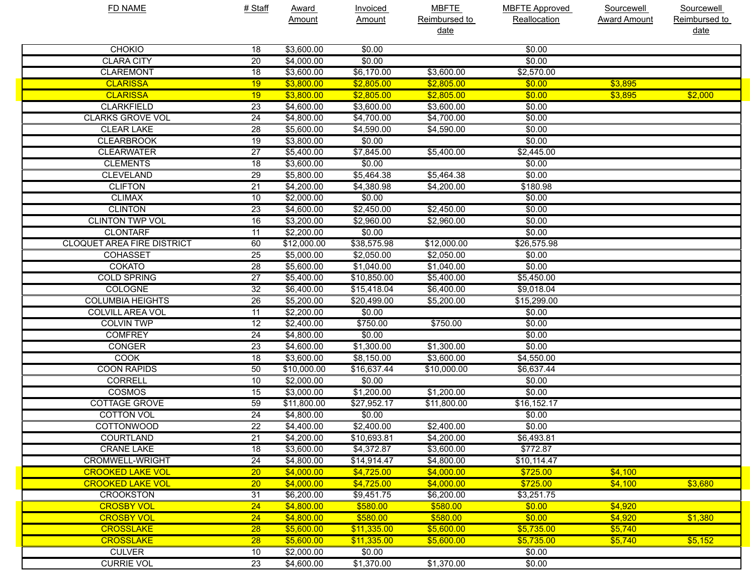| FD NAME | # Staff | Award Amount | Invoiced Amount | MBFTE Reimbursed to date | MBFTE Approved Reallocation | Sourcewell Award Amount | Sourcewell Reimbursed to date |
|---|---|---|---|---|---|---|---|
| CHOKIO | 18 | $3,600.00 | $0.00 | | $0.00 | | |
| CLARA CITY | 20 | $4,000.00 | $0.00 | | $0.00 | | |
| CLAREMONT | 18 | $3,600.00 | $6,170.00 | $3,600.00 | $2,570.00 | | |
| CLARISSA | 19 | $3,800.00 | $2,805.00 | $2,805.00 | $0.00 | $3,895 | |
| CLARISSA | 19 | $3,800.00 | $2,805.00 | $2,805.00 | $0.00 | $3,895 | $2,000 |
| CLARKFIELD | 23 | $4,600.00 | $3,600.00 | $3,600.00 | $0.00 | | |
| CLARKS GROVE VOL | 24 | $4,800.00 | $4,700.00 | $4,700.00 | $0.00 | | |
| CLEAR LAKE | 28 | $5,600.00 | $4,590.00 | $4,590.00 | $0.00 | | |
| CLEARBROOK | 19 | $3,800.00 | $0.00 | | $0.00 | | |
| CLEARWATER | 27 | $5,400.00 | $7,845.00 | $5,400.00 | $2,445.00 | | |
| CLEMENTS | 18 | $3,600.00 | $0.00 | | $0.00 | | |
| CLEVELAND | 29 | $5,800.00 | $5,464.38 | $5,464.38 | $0.00 | | |
| CLIFTON | 21 | $4,200.00 | $4,380.98 | $4,200.00 | $180.98 | | |
| CLIMAX | 10 | $2,000.00 | $0.00 | | $0.00 | | |
| CLINTON | 23 | $4,600.00 | $2,450.00 | $2,450.00 | $0.00 | | |
| CLINTON TWP VOL | 16 | $3,200.00 | $2,960.00 | $2,960.00 | $0.00 | | |
| CLONTARF | 11 | $2,200.00 | $0.00 | | $0.00 | | |
| CLOQUET AREA FIRE DISTRICT | 60 | $12,000.00 | $38,575.98 | $12,000.00 | $26,575.98 | | |
| COHASSET | 25 | $5,000.00 | $2,050.00 | $2,050.00 | $0.00 | | |
| COKATO | 28 | $5,600.00 | $1,040.00 | $1,040.00 | $0.00 | | |
| COLD SPRING | 27 | $5,400.00 | $10,850.00 | $5,400.00 | $5,450.00 | | |
| COLOGNE | 32 | $6,400.00 | $15,418.04 | $6,400.00 | $9,018.04 | | |
| COLUMBIA HEIGHTS | 26 | $5,200.00 | $20,499.00 | $5,200.00 | $15,299.00 | | |
| COLVILL AREA VOL | 11 | $2,200.00 | $0.00 | | $0.00 | | |
| COLVIN TWP | 12 | $2,400.00 | $750.00 | $750.00 | $0.00 | | |
| COMFREY | 24 | $4,800.00 | $0.00 | | $0.00 | | |
| CONGER | 23 | $4,600.00 | $1,300.00 | $1,300.00 | $0.00 | | |
| COOK | 18 | $3,600.00 | $8,150.00 | $3,600.00 | $4,550.00 | | |
| COON RAPIDS | 50 | $10,000.00 | $16,637.44 | $10,000.00 | $6,637.44 | | |
| CORRELL | 10 | $2,000.00 | $0.00 | | $0.00 | | |
| COSMOS | 15 | $3,000.00 | $1,200.00 | $1,200.00 | $0.00 | | |
| COTTAGE GROVE | 59 | $11,800.00 | $27,952.17 | $11,800.00 | $16,152.17 | | |
| COTTON VOL | 24 | $4,800.00 | $0.00 | | $0.00 | | |
| COTTONWOOD | 22 | $4,400.00 | $2,400.00 | $2,400.00 | $0.00 | | |
| COURTLAND | 21 | $4,200.00 | $10,693.81 | $4,200.00 | $6,493.81 | | |
| CRANE LAKE | 18 | $3,600.00 | $4,372.87 | $3,600.00 | $772.87 | | |
| CROMWELL-WRIGHT | 24 | $4,800.00 | $14,914.47 | $4,800.00 | $10,114.47 | | |
| CROOKED LAKE VOL | 20 | $4,000.00 | $4,725.00 | $4,000.00 | $725.00 | $4,100 | |
| CROOKED LAKE VOL | 20 | $4,000.00 | $4,725.00 | $4,000.00 | $725.00 | $4,100 | $3,680 |
| CROOKSTON | 31 | $6,200.00 | $9,451.75 | $6,200.00 | $3,251.75 | | |
| CROSBY VOL | 24 | $4,800.00 | $580.00 | $580.00 | $0.00 | $4,920 | |
| CROSBY VOL | 24 | $4,800.00 | $580.00 | $580.00 | $0.00 | $4,920 | $1,380 |
| CROSSLAKE | 28 | $5,600.00 | $11,335.00 | $5,600.00 | $5,735.00 | $5,740 | |
| CROSSLAKE | 28 | $5,600.00 | $11,335.00 | $5,600.00 | $5,735.00 | $5,740 | $5,152 |
| CULVER | 10 | $2,000.00 | $0.00 | | $0.00 | | |
| CURRIE VOL | 23 | $4,600.00 | $1,370.00 | $1,370.00 | $0.00 | | |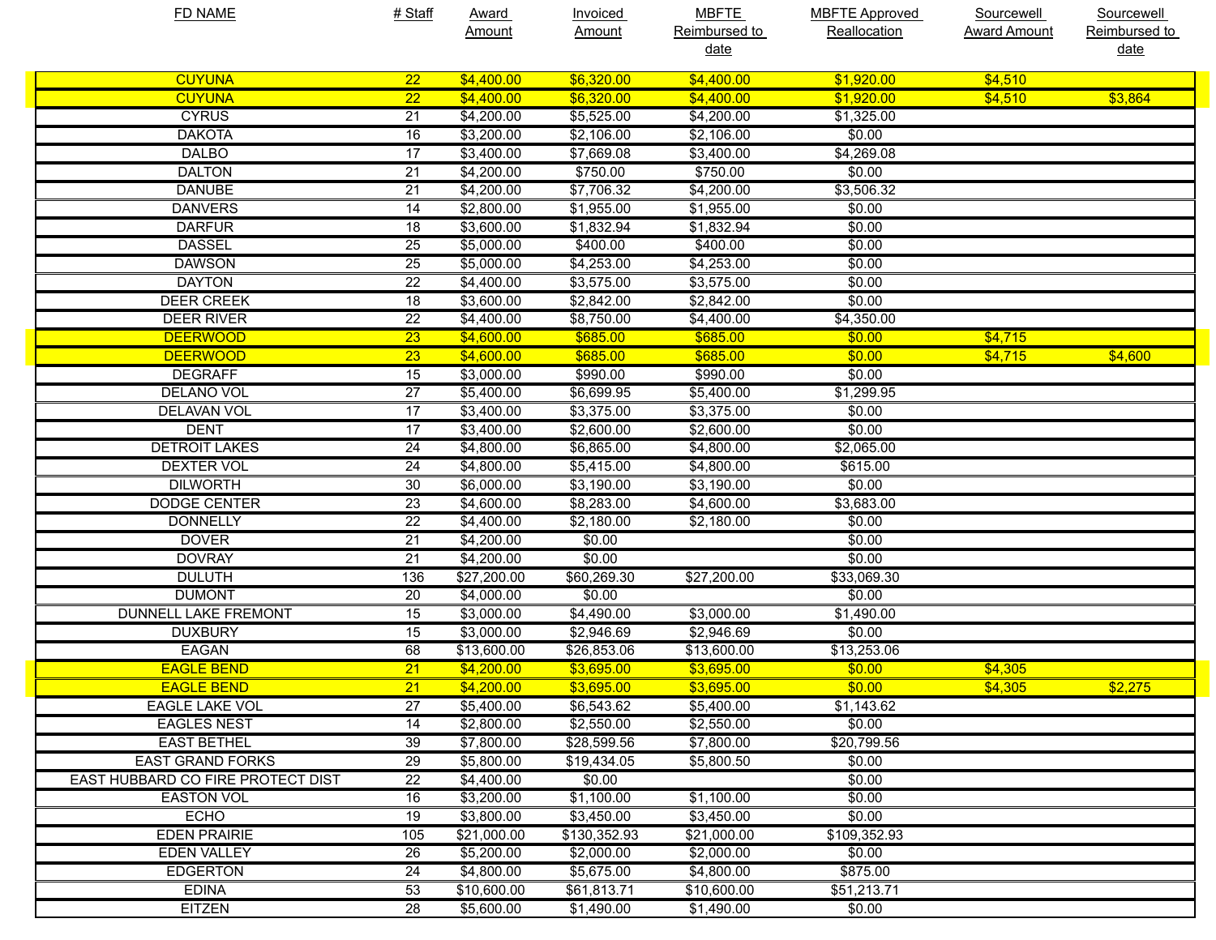| FD NAME | # Staff | Award Amount | Invoiced Amount | MBFTE Reimbursed to date | MBFTE Approved Reallocation | Sourcewell Award Amount | Sourcewell Reimbursed to date |
|---|---|---|---|---|---|---|---|
| CUYUNA | 22 | $4,400.00 | $6,320.00 | $4,400.00 | $1,920.00 | $4,510 | |
| CUYUNA | 22 | $4,400.00 | $6,320.00 | $4,400.00 | $1,920.00 | $4,510 | $3,864 |
| CYRUS | 21 | $4,200.00 | $5,525.00 | $4,200.00 | $1,325.00 | | |
| DAKOTA | 16 | $3,200.00 | $2,106.00 | $2,106.00 | $0.00 | | |
| DALBO | 17 | $3,400.00 | $7,669.08 | $3,400.00 | $4,269.08 | | |
| DALTON | 21 | $4,200.00 | $750.00 | $750.00 | $0.00 | | |
| DANUBE | 21 | $4,200.00 | $7,706.32 | $4,200.00 | $3,506.32 | | |
| DANVERS | 14 | $2,800.00 | $1,955.00 | $1,955.00 | $0.00 | | |
| DARFUR | 18 | $3,600.00 | $1,832.94 | $1,832.94 | $0.00 | | |
| DASSEL | 25 | $5,000.00 | $400.00 | $400.00 | $0.00 | | |
| DAWSON | 25 | $5,000.00 | $4,253.00 | $4,253.00 | $0.00 | | |
| DAYTON | 22 | $4,400.00 | $3,575.00 | $3,575.00 | $0.00 | | |
| DEER CREEK | 18 | $3,600.00 | $2,842.00 | $2,842.00 | $0.00 | | |
| DEER RIVER | 22 | $4,400.00 | $8,750.00 | $4,400.00 | $4,350.00 | | |
| DEERWOOD | 23 | $4,600.00 | $685.00 | $685.00 | $0.00 | $4,715 | |
| DEERWOOD | 23 | $4,600.00 | $685.00 | $685.00 | $0.00 | $4,715 | $4,600 |
| DEGRAFF | 15 | $3,000.00 | $990.00 | $990.00 | $0.00 | | |
| DELANO VOL | 27 | $5,400.00 | $6,699.95 | $5,400.00 | $1,299.95 | | |
| DELAVAN VOL | 17 | $3,400.00 | $3,375.00 | $3,375.00 | $0.00 | | |
| DENT | 17 | $3,400.00 | $2,600.00 | $2,600.00 | $0.00 | | |
| DETROIT LAKES | 24 | $4,800.00 | $6,865.00 | $4,800.00 | $2,065.00 | | |
| DEXTER VOL | 24 | $4,800.00 | $5,415.00 | $4,800.00 | $615.00 | | |
| DILWORTH | 30 | $6,000.00 | $3,190.00 | $3,190.00 | $0.00 | | |
| DODGE CENTER | 23 | $4,600.00 | $8,283.00 | $4,600.00 | $3,683.00 | | |
| DONNELLY | 22 | $4,400.00 | $2,180.00 | $2,180.00 | $0.00 | | |
| DOVER | 21 | $4,200.00 | $0.00 | | $0.00 | | |
| DOVRAY | 21 | $4,200.00 | $0.00 | | $0.00 | | |
| DULUTH | 136 | $27,200.00 | $60,269.30 | $27,200.00 | $33,069.30 | | |
| DUMONT | 20 | $4,000.00 | $0.00 | | $0.00 | | |
| DUNNELL LAKE FREMONT | 15 | $3,000.00 | $4,490.00 | $3,000.00 | $1,490.00 | | |
| DUXBURY | 15 | $3,000.00 | $2,946.69 | $2,946.69 | $0.00 | | |
| EAGAN | 68 | $13,600.00 | $26,853.06 | $13,600.00 | $13,253.06 | | |
| EAGLE BEND | 21 | $4,200.00 | $3,695.00 | $3,695.00 | $0.00 | $4,305 | |
| EAGLE BEND | 21 | $4,200.00 | $3,695.00 | $3,695.00 | $0.00 | $4,305 | $2,275 |
| EAGLE LAKE VOL | 27 | $5,400.00 | $6,543.62 | $5,400.00 | $1,143.62 | | |
| EAGLES NEST | 14 | $2,800.00 | $2,550.00 | $2,550.00 | $0.00 | | |
| EAST BETHEL | 39 | $7,800.00 | $28,599.56 | $7,800.00 | $20,799.56 | | |
| EAST GRAND FORKS | 29 | $5,800.00 | $19,434.05 | $5,800.50 | $0.00 | | |
| EAST HUBBARD CO FIRE PROTECT DIST | 22 | $4,400.00 | $0.00 | | $0.00 | | |
| EASTON VOL | 16 | $3,200.00 | $1,100.00 | $1,100.00 | $0.00 | | |
| ECHO | 19 | $3,800.00 | $3,450.00 | $3,450.00 | $0.00 | | |
| EDEN PRAIRIE | 105 | $21,000.00 | $130,352.93 | $21,000.00 | $109,352.93 | | |
| EDEN VALLEY | 26 | $5,200.00 | $2,000.00 | $2,000.00 | $0.00 | | |
| EDGERTON | 24 | $4,800.00 | $5,675.00 | $4,800.00 | $875.00 | | |
| EDINA | 53 | $10,600.00 | $61,813.71 | $10,600.00 | $51,213.71 | | |
| EITZEN | 28 | $5,600.00 | $1,490.00 | $1,490.00 | $0.00 | | |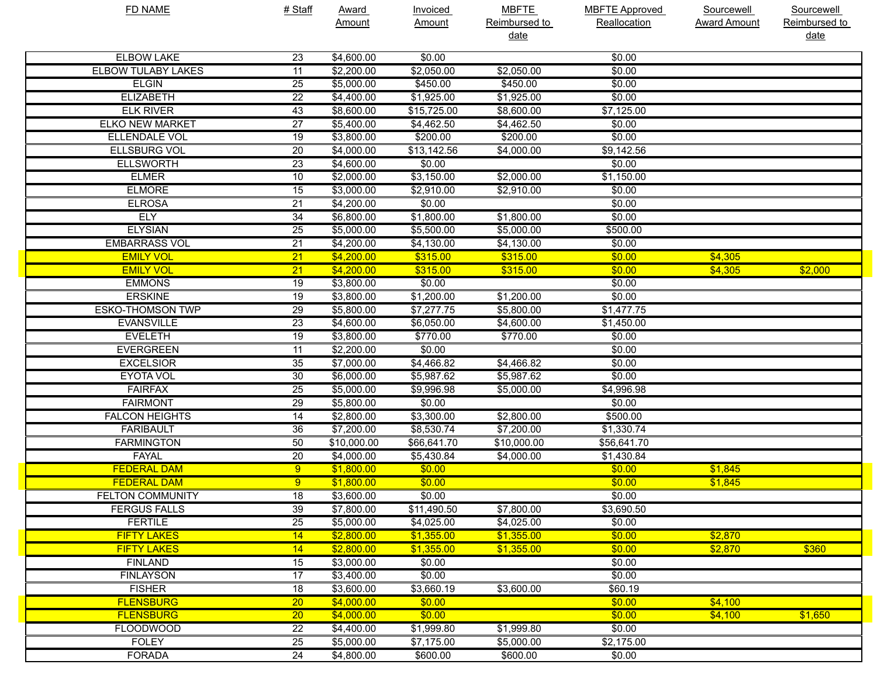| FD NAME | # Staff | Award Amount | Invoiced Amount | MBFTE Reimbursed to date | MBFTE Approved Reallocation | Sourcewell Award Amount | Sourcewell Reimbursed to date |
|---|---|---|---|---|---|---|---|
| ELBOW LAKE | 23 | $4,600.00 | $0.00 | | $0.00 | | |
| ELBOW TULABY LAKES | 11 | $2,200.00 | $2,050.00 | $2,050.00 | $0.00 | | |
| ELGIN | 25 | $5,000.00 | $450.00 | $450.00 | $0.00 | | |
| ELIZABETH | 22 | $4,400.00 | $1,925.00 | $1,925.00 | $0.00 | | |
| ELK RIVER | 43 | $8,600.00 | $15,725.00 | $8,600.00 | $7,125.00 | | |
| ELKO NEW MARKET | 27 | $5,400.00 | $4,462.50 | $4,462.50 | $0.00 | | |
| ELLENDALE VOL | 19 | $3,800.00 | $200.00 | $200.00 | $0.00 | | |
| ELLSBURG VOL | 20 | $4,000.00 | $13,142.56 | $4,000.00 | $9,142.56 | | |
| ELLSWORTH | 23 | $4,600.00 | $0.00 | | $0.00 | | |
| ELMER | 10 | $2,000.00 | $3,150.00 | $2,000.00 | $1,150.00 | | |
| ELMORE | 15 | $3,000.00 | $2,910.00 | $2,910.00 | $0.00 | | |
| ELROSA | 21 | $4,200.00 | $0.00 | | $0.00 | | |
| ELY | 34 | $6,800.00 | $1,800.00 | $1,800.00 | $0.00 | | |
| ELYSIAN | 25 | $5,000.00 | $5,500.00 | $5,000.00 | $500.00 | | |
| EMBARRASS VOL | 21 | $4,200.00 | $4,130.00 | $4,130.00 | $0.00 | | |
| EMILY VOL | 21 | $4,200.00 | $315.00 | $315.00 | $0.00 | $4,305 | |
| EMILY VOL | 21 | $4,200.00 | $315.00 | $315.00 | $0.00 | $4,305 | $2,000 |
| EMMONS | 19 | $3,800.00 | $0.00 | | $0.00 | | |
| ERSKINE | 19 | $3,800.00 | $1,200.00 | $1,200.00 | $0.00 | | |
| ESKO-THOMSON TWP | 29 | $5,800.00 | $7,277.75 | $5,800.00 | $1,477.75 | | |
| EVANSVILLE | 23 | $4,600.00 | $6,050.00 | $4,600.00 | $1,450.00 | | |
| EVELETH | 19 | $3,800.00 | $770.00 | $770.00 | $0.00 | | |
| EVERGREEN | 11 | $2,200.00 | $0.00 | | $0.00 | | |
| EXCELSIOR | 35 | $7,000.00 | $4,466.82 | $4,466.82 | $0.00 | | |
| EYOTA VOL | 30 | $6,000.00 | $5,987.62 | $5,987.62 | $0.00 | | |
| FAIRFAX | 25 | $5,000.00 | $9,996.98 | $5,000.00 | $4,996.98 | | |
| FAIRMONT | 29 | $5,800.00 | $0.00 | | $0.00 | | |
| FALCON HEIGHTS | 14 | $2,800.00 | $3,300.00 | $2,800.00 | $500.00 | | |
| FARIBAULT | 36 | $7,200.00 | $8,530.74 | $7,200.00 | $1,330.74 | | |
| FARMINGTON | 50 | $10,000.00 | $66,641.70 | $10,000.00 | $56,641.70 | | |
| FAYAL | 20 | $4,000.00 | $5,430.84 | $4,000.00 | $1,430.84 | | |
| FEDERAL DAM | 9 | $1,800.00 | $0.00 | | $0.00 | $1,845 | |
| FEDERAL DAM | 9 | $1,800.00 | $0.00 | | $0.00 | $1,845 | |
| FELTON COMMUNITY | 18 | $3,600.00 | $0.00 | | $0.00 | | |
| FERGUS FALLS | 39 | $7,800.00 | $11,490.50 | $7,800.00 | $3,690.50 | | |
| FERTILE | 25 | $5,000.00 | $4,025.00 | $4,025.00 | $0.00 | | |
| FIFTY LAKES | 14 | $2,800.00 | $1,355.00 | $1,355.00 | $0.00 | $2,870 | |
| FIFTY LAKES | 14 | $2,800.00 | $1,355.00 | $1,355.00 | $0.00 | $2,870 | $360 |
| FINLAND | 15 | $3,000.00 | $0.00 | | $0.00 | | |
| FINLAYSON | 17 | $3,400.00 | $0.00 | | $0.00 | | |
| FISHER | 18 | $3,600.00 | $3,660.19 | $3,600.00 | $60.19 | | |
| FLENSBURG | 20 | $4,000.00 | $0.00 | | $0.00 | $4,100 | |
| FLENSBURG | 20 | $4,000.00 | $0.00 | | $0.00 | $4,100 | $1,650 |
| FLOODWOOD | 22 | $4,400.00 | $1,999.80 | $1,999.80 | $0.00 | | |
| FOLEY | 25 | $5,000.00 | $7,175.00 | $5,000.00 | $2,175.00 | | |
| FORADA | 24 | $4,800.00 | $600.00 | $600.00 | $0.00 | | |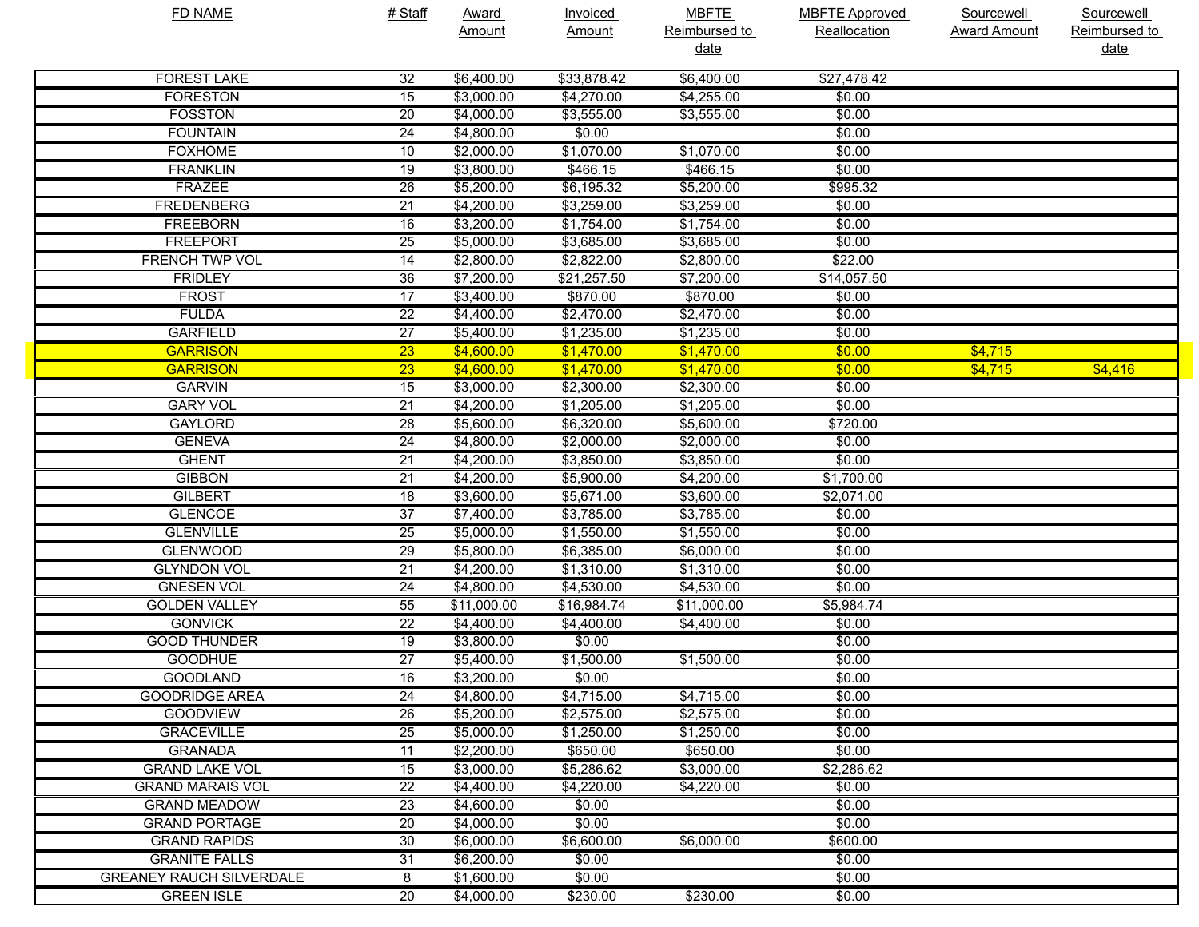| FD NAME | # Staff | Award Amount | Invoiced Amount | MBFTE Reimbursed to date | MBFTE Approved Reallocation | Sourcewell Award Amount | Sourcewell Reimbursed to date |
|---|---|---|---|---|---|---|---|
| FOREST LAKE | 32 | $6,400.00 | $33,878.42 | $6,400.00 | $27,478.42 | | |
| FORESTON | 15 | $3,000.00 | $4,270.00 | $4,255.00 | $0.00 | | |
| FOSSTON | 20 | $4,000.00 | $3,555.00 | $3,555.00 | $0.00 | | |
| FOUNTAIN | 24 | $4,800.00 | $0.00 | | $0.00 | | |
| FOXHOME | 10 | $2,000.00 | $1,070.00 | $1,070.00 | $0.00 | | |
| FRANKLIN | 19 | $3,800.00 | $466.15 | $466.15 | $0.00 | | |
| FRAZEE | 26 | $5,200.00 | $6,195.32 | $5,200.00 | $995.32 | | |
| FREDENBERG | 21 | $4,200.00 | $3,259.00 | $3,259.00 | $0.00 | | |
| FREEBORN | 16 | $3,200.00 | $1,754.00 | $1,754.00 | $0.00 | | |
| FREEPORT | 25 | $5,000.00 | $3,685.00 | $3,685.00 | $0.00 | | |
| FRENCH TWP VOL | 14 | $2,800.00 | $2,822.00 | $2,800.00 | $22.00 | | |
| FRIDLEY | 36 | $7,200.00 | $21,257.50 | $7,200.00 | $14,057.50 | | |
| FROST | 17 | $3,400.00 | $870.00 | $870.00 | $0.00 | | |
| FULDA | 22 | $4,400.00 | $2,470.00 | $2,470.00 | $0.00 | | |
| GARFIELD | 27 | $5,400.00 | $1,235.00 | $1,235.00 | $0.00 | | |
| GARRISON | 23 | $4,600.00 | $1,470.00 | $1,470.00 | $0.00 | $4,715 | |
| GARRISON | 23 | $4,600.00 | $1,470.00 | $1,470.00 | $0.00 | $4,715 | $4,416 |
| GARVIN | 15 | $3,000.00 | $2,300.00 | $2,300.00 | $0.00 | | |
| GARY VOL | 21 | $4,200.00 | $1,205.00 | $1,205.00 | $0.00 | | |
| GAYLORD | 28 | $5,600.00 | $6,320.00 | $5,600.00 | $720.00 | | |
| GENEVA | 24 | $4,800.00 | $2,000.00 | $2,000.00 | $0.00 | | |
| GHENT | 21 | $4,200.00 | $3,850.00 | $3,850.00 | $0.00 | | |
| GIBBON | 21 | $4,200.00 | $5,900.00 | $4,200.00 | $1,700.00 | | |
| GILBERT | 18 | $3,600.00 | $5,671.00 | $3,600.00 | $2,071.00 | | |
| GLENCOE | 37 | $7,400.00 | $3,785.00 | $3,785.00 | $0.00 | | |
| GLENVILLE | 25 | $5,000.00 | $1,550.00 | $1,550.00 | $0.00 | | |
| GLENWOOD | 29 | $5,800.00 | $6,385.00 | $6,000.00 | $0.00 | | |
| GLYNDON VOL | 21 | $4,200.00 | $1,310.00 | $1,310.00 | $0.00 | | |
| GNESEN VOL | 24 | $4,800.00 | $4,530.00 | $4,530.00 | $0.00 | | |
| GOLDEN VALLEY | 55 | $11,000.00 | $16,984.74 | $11,000.00 | $5,984.74 | | |
| GONVICK | 22 | $4,400.00 | $4,400.00 | $4,400.00 | $0.00 | | |
| GOOD THUNDER | 19 | $3,800.00 | $0.00 | | $0.00 | | |
| GOODHUE | 27 | $5,400.00 | $1,500.00 | $1,500.00 | $0.00 | | |
| GOODLAND | 16 | $3,200.00 | $0.00 | | $0.00 | | |
| GOODRIDGE AREA | 24 | $4,800.00 | $4,715.00 | $4,715.00 | $0.00 | | |
| GOODVIEW | 26 | $5,200.00 | $2,575.00 | $2,575.00 | $0.00 | | |
| GRACEVILLE | 25 | $5,000.00 | $1,250.00 | $1,250.00 | $0.00 | | |
| GRANADA | 11 | $2,200.00 | $650.00 | $650.00 | $0.00 | | |
| GRAND LAKE VOL | 15 | $3,000.00 | $5,286.62 | $3,000.00 | $2,286.62 | | |
| GRAND MARAIS VOL | 22 | $4,400.00 | $4,220.00 | $4,220.00 | $0.00 | | |
| GRAND MEADOW | 23 | $4,600.00 | $0.00 | | $0.00 | | |
| GRAND PORTAGE | 20 | $4,000.00 | $0.00 | | $0.00 | | |
| GRAND RAPIDS | 30 | $6,000.00 | $6,600.00 | $6,000.00 | $600.00 | | |
| GRANITE FALLS | 31 | $6,200.00 | $0.00 | | $0.00 | | |
| GREANEY RAUCH SILVERDALE | 8 | $1,600.00 | $0.00 | | $0.00 | | |
| GREEN ISLE | 20 | $4,000.00 | $230.00 | $230.00 | $0.00 | | |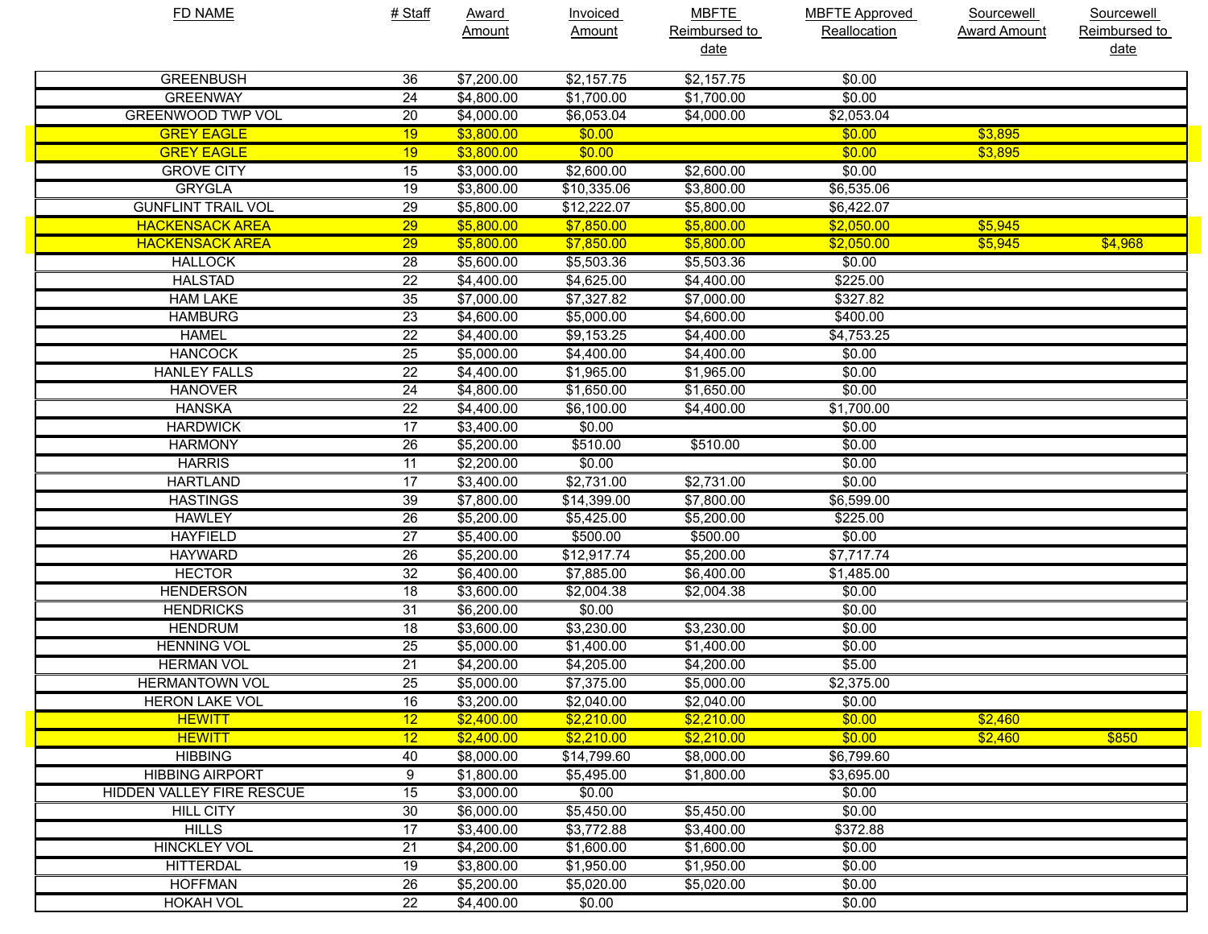| FD NAME | # Staff | Award Amount | Invoiced Amount | MBFTE Reimbursed to date | MBFTE Approved Reallocation | Sourcewell Award Amount | Sourcewell Reimbursed to date |
|---|---|---|---|---|---|---|---|
| GREENBUSH | 36 | $7,200.00 | $2,157.75 | $2,157.75 | $0.00 | | |
| GREENWAY | 24 | $4,800.00 | $1,700.00 | $1,700.00 | $0.00 | | |
| GREENWOOD TWP VOL | 20 | $4,000.00 | $6,053.04 | $4,000.00 | $2,053.04 | | |
| GREY EAGLE | 19 | $3,800.00 | $0.00 | | $0.00 | $3,895 | |
| GREY EAGLE | 19 | $3,800.00 | $0.00 | | $0.00 | $3,895 | |
| GROVE CITY | 15 | $3,000.00 | $2,600.00 | $2,600.00 | $0.00 | | |
| GRYGLA | 19 | $3,800.00 | $10,335.06 | $3,800.00 | $6,535.06 | | |
| GUNFLINT TRAIL VOL | 29 | $5,800.00 | $12,222.07 | $5,800.00 | $6,422.07 | | |
| HACKENSACK AREA | 29 | $5,800.00 | $7,850.00 | $5,800.00 | $2,050.00 | $5,945 | |
| HACKENSACK AREA | 29 | $5,800.00 | $7,850.00 | $5,800.00 | $2,050.00 | $5,945 | $4,968 |
| HALLOCK | 28 | $5,600.00 | $5,503.36 | $5,503.36 | $0.00 | | |
| HALSTAD | 22 | $4,400.00 | $4,625.00 | $4,400.00 | $225.00 | | |
| HAM LAKE | 35 | $7,000.00 | $7,327.82 | $7,000.00 | $327.82 | | |
| HAMBURG | 23 | $4,600.00 | $5,000.00 | $4,600.00 | $400.00 | | |
| HAMEL | 22 | $4,400.00 | $9,153.25 | $4,400.00 | $4,753.25 | | |
| HANCOCK | 25 | $5,000.00 | $4,400.00 | $4,400.00 | $0.00 | | |
| HANLEY FALLS | 22 | $4,400.00 | $1,965.00 | $1,965.00 | $0.00 | | |
| HANOVER | 24 | $4,800.00 | $1,650.00 | $1,650.00 | $0.00 | | |
| HANSKA | 22 | $4,400.00 | $6,100.00 | $4,400.00 | $1,700.00 | | |
| HARDWICK | 17 | $3,400.00 | $0.00 | | $0.00 | | |
| HARMONY | 26 | $5,200.00 | $510.00 | $510.00 | $0.00 | | |
| HARRIS | 11 | $2,200.00 | $0.00 | | $0.00 | | |
| HARTLAND | 17 | $3,400.00 | $2,731.00 | $2,731.00 | $0.00 | | |
| HASTINGS | 39 | $7,800.00 | $14,399.00 | $7,800.00 | $6,599.00 | | |
| HAWLEY | 26 | $5,200.00 | $5,425.00 | $5,200.00 | $225.00 | | |
| HAYFIELD | 27 | $5,400.00 | $500.00 | $500.00 | $0.00 | | |
| HAYWARD | 26 | $5,200.00 | $12,917.74 | $5,200.00 | $7,717.74 | | |
| HECTOR | 32 | $6,400.00 | $7,885.00 | $6,400.00 | $1,485.00 | | |
| HENDERSON | 18 | $3,600.00 | $2,004.38 | $2,004.38 | $0.00 | | |
| HENDRICKS | 31 | $6,200.00 | $0.00 | | $0.00 | | |
| HENDRUM | 18 | $3,600.00 | $3,230.00 | $3,230.00 | $0.00 | | |
| HENNING VOL | 25 | $5,000.00 | $1,400.00 | $1,400.00 | $0.00 | | |
| HERMAN VOL | 21 | $4,200.00 | $4,205.00 | $4,200.00 | $5.00 | | |
| HERMANTOWN VOL | 25 | $5,000.00 | $7,375.00 | $5,000.00 | $2,375.00 | | |
| HERON LAKE VOL | 16 | $3,200.00 | $2,040.00 | $2,040.00 | $0.00 | | |
| HEWITT | 12 | $2,400.00 | $2,210.00 | $2,210.00 | $0.00 | $2,460 | |
| HEWITT | 12 | $2,400.00 | $2,210.00 | $2,210.00 | $0.00 | $2,460 | $850 |
| HIBBING | 40 | $8,000.00 | $14,799.60 | $8,000.00 | $6,799.60 | | |
| HIBBING AIRPORT | 9 | $1,800.00 | $5,495.00 | $1,800.00 | $3,695.00 | | |
| HIDDEN VALLEY FIRE RESCUE | 15 | $3,000.00 | $0.00 | | $0.00 | | |
| HILL CITY | 30 | $6,000.00 | $5,450.00 | $5,450.00 | $0.00 | | |
| HILLS | 17 | $3,400.00 | $3,772.88 | $3,400.00 | $372.88 | | |
| HINCKLEY VOL | 21 | $4,200.00 | $1,600.00 | $1,600.00 | $0.00 | | |
| HITTERDAL | 19 | $3,800.00 | $1,950.00 | $1,950.00 | $0.00 | | |
| HOFFMAN | 26 | $5,200.00 | $5,020.00 | $5,020.00 | $0.00 | | |
| HOKAH VOL | 22 | $4,400.00 | $0.00 | | $0.00 | | |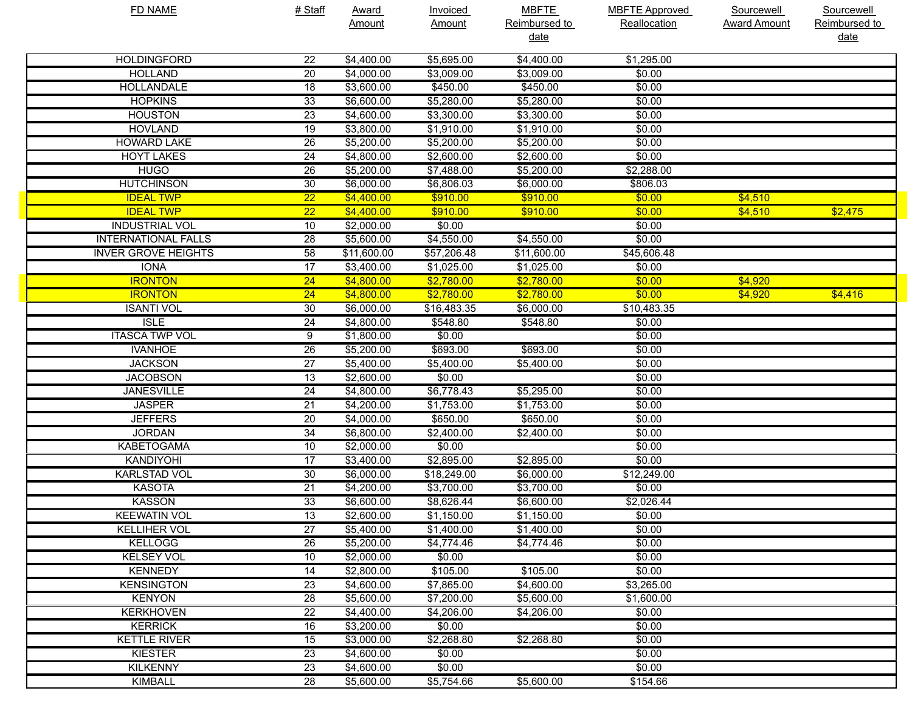| FD NAME | # Staff | Award Amount | Invoiced Amount | MBFTE Reimbursed to date | MBFTE Approved Reallocation | Sourcewell Award Amount | Sourcewell Reimbursed to date |
|---|---|---|---|---|---|---|---|
| HOLDINGFORD | 22 | $4,400.00 | $5,695.00 | $4,400.00 | $1,295.00 | | |
| HOLLAND | 20 | $4,000.00 | $3,009.00 | $3,009.00 | $0.00 | | |
| HOLLANDALE | 18 | $3,600.00 | $450.00 | $450.00 | $0.00 | | |
| HOPKINS | 33 | $6,600.00 | $5,280.00 | $5,280.00 | $0.00 | | |
| HOUSTON | 23 | $4,600.00 | $3,300.00 | $3,300.00 | $0.00 | | |
| HOVLAND | 19 | $3,800.00 | $1,910.00 | $1,910.00 | $0.00 | | |
| HOWARD LAKE | 26 | $5,200.00 | $5,200.00 | $5,200.00 | $0.00 | | |
| HOYT LAKES | 24 | $4,800.00 | $2,600.00 | $2,600.00 | $0.00 | | |
| HUGO | 26 | $5,200.00 | $7,488.00 | $5,200.00 | $2,288.00 | | |
| HUTCHINSON | 30 | $6,000.00 | $6,806.03 | $6,000.00 | $806.03 | | |
| IDEAL TWP | 22 | $4,400.00 | $910.00 | $910.00 | $0.00 | $4,510 | |
| IDEAL TWP | 22 | $4,400.00 | $910.00 | $910.00 | $0.00 | $4,510 | $2,475 |
| INDUSTRIAL VOL | 10 | $2,000.00 | $0.00 | | $0.00 | | |
| INTERNATIONAL FALLS | 28 | $5,600.00 | $4,550.00 | $4,550.00 | $0.00 | | |
| INVER GROVE HEIGHTS | 58 | $11,600.00 | $57,206.48 | $11,600.00 | $45,606.48 | | |
| IONA | 17 | $3,400.00 | $1,025.00 | $1,025.00 | $0.00 | | |
| IRONTON | 24 | $4,800.00 | $2,780.00 | $2,780.00 | $0.00 | $4,920 | |
| IRONTON | 24 | $4,800.00 | $2,780.00 | $2,780.00 | $0.00 | $4,920 | $4,416 |
| ISANTI VOL | 30 | $6,000.00 | $16,483.35 | $6,000.00 | $10,483.35 | | |
| ISLE | 24 | $4,800.00 | $548.80 | $548.80 | $0.00 | | |
| ITASCA TWP VOL | 9 | $1,800.00 | $0.00 | | $0.00 | | |
| IVANHOE | 26 | $5,200.00 | $693.00 | $693.00 | $0.00 | | |
| JACKSON | 27 | $5,400.00 | $5,400.00 | $5,400.00 | $0.00 | | |
| JACOBSON | 13 | $2,600.00 | $0.00 | | $0.00 | | |
| JANESVILLE | 24 | $4,800.00 | $6,778.43 | $5,295.00 | $0.00 | | |
| JASPER | 21 | $4,200.00 | $1,753.00 | $1,753.00 | $0.00 | | |
| JEFFERS | 20 | $4,000.00 | $650.00 | $650.00 | $0.00 | | |
| JORDAN | 34 | $6,800.00 | $2,400.00 | $2,400.00 | $0.00 | | |
| KABETOGAMA | 10 | $2,000.00 | $0.00 | | $0.00 | | |
| KANDIYOHI | 17 | $3,400.00 | $2,895.00 | $2,895.00 | $0.00 | | |
| KARLSTAD VOL | 30 | $6,000.00 | $18,249.00 | $6,000.00 | $12,249.00 | | |
| KASOTA | 21 | $4,200.00 | $3,700.00 | $3,700.00 | $0.00 | | |
| KASSON | 33 | $6,600.00 | $8,626.44 | $6,600.00 | $2,026.44 | | |
| KEEWATIN VOL | 13 | $2,600.00 | $1,150.00 | $1,150.00 | $0.00 | | |
| KELLIHER VOL | 27 | $5,400.00 | $1,400.00 | $1,400.00 | $0.00 | | |
| KELLOGG | 26 | $5,200.00 | $4,774.46 | $4,774.46 | $0.00 | | |
| KELSEY VOL | 10 | $2,000.00 | $0.00 | | $0.00 | | |
| KENNEDY | 14 | $2,800.00 | $105.00 | $105.00 | $0.00 | | |
| KENSINGTON | 23 | $4,600.00 | $7,865.00 | $4,600.00 | $3,265.00 | | |
| KENYON | 28 | $5,600.00 | $7,200.00 | $5,600.00 | $1,600.00 | | |
| KERKHOVEN | 22 | $4,400.00 | $4,206.00 | $4,206.00 | $0.00 | | |
| KERRICK | 16 | $3,200.00 | $0.00 | | $0.00 | | |
| KETTLE RIVER | 15 | $3,000.00 | $2,268.80 | $2,268.80 | $0.00 | | |
| KIESTER | 23 | $4,600.00 | $0.00 | | $0.00 | | |
| KILKENNY | 23 | $4,600.00 | $0.00 | | $0.00 | | |
| KIMBALL | 28 | $5,600.00 | $5,754.66 | $5,600.00 | $154.66 | | |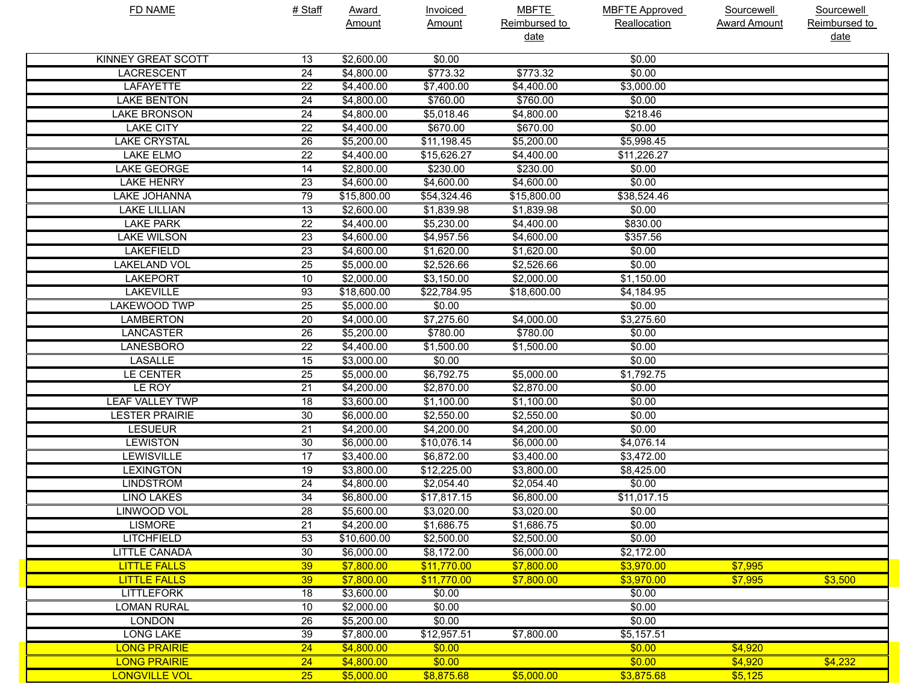| FD NAME | # Staff | Award Amount | Invoiced Amount | MBFTE Reimbursed to date | MBFTE Approved Reallocation | Sourcewell Award Amount | Sourcewell Reimbursed to date |
|---|---|---|---|---|---|---|---|
| KINNEY GREAT SCOTT | 13 | $2,600.00 | $0.00 | | $0.00 | | |
| LACRESCENT | 24 | $4,800.00 | $773.32 | $773.32 | $0.00 | | |
| LAFAYETTE | 22 | $4,400.00 | $7,400.00 | $4,400.00 | $3,000.00 | | |
| LAKE BENTON | 24 | $4,800.00 | $760.00 | $760.00 | $0.00 | | |
| LAKE BRONSON | 24 | $4,800.00 | $5,018.46 | $4,800.00 | $218.46 | | |
| LAKE CITY | 22 | $4,400.00 | $670.00 | $670.00 | $0.00 | | |
| LAKE CRYSTAL | 26 | $5,200.00 | $11,198.45 | $5,200.00 | $5,998.45 | | |
| LAKE ELMO | 22 | $4,400.00 | $15,626.27 | $4,400.00 | $11,226.27 | | |
| LAKE GEORGE | 14 | $2,800.00 | $230.00 | $230.00 | $0.00 | | |
| LAKE HENRY | 23 | $4,600.00 | $4,600.00 | $4,600.00 | $0.00 | | |
| LAKE JOHANNA | 79 | $15,800.00 | $54,324.46 | $15,800.00 | $38,524.46 | | |
| LAKE LILLIAN | 13 | $2,600.00 | $1,839.98 | $1,839.98 | $0.00 | | |
| LAKE PARK | 22 | $4,400.00 | $5,230.00 | $4,400.00 | $830.00 | | |
| LAKE WILSON | 23 | $4,600.00 | $4,957.56 | $4,600.00 | $357.56 | | |
| LAKEFIELD | 23 | $4,600.00 | $1,620.00 | $1,620.00 | $0.00 | | |
| LAKELAND VOL | 25 | $5,000.00 | $2,526.66 | $2,526.66 | $0.00 | | |
| LAKEPORT | 10 | $2,000.00 | $3,150.00 | $2,000.00 | $1,150.00 | | |
| LAKEVILLE | 93 | $18,600.00 | $22,784.95 | $18,600.00 | $4,184.95 | | |
| LAKEWOOD TWP | 25 | $5,000.00 | $0.00 | | $0.00 | | |
| LAMBERTON | 20 | $4,000.00 | $7,275.60 | $4,000.00 | $3,275.60 | | |
| LANCASTER | 26 | $5,200.00 | $780.00 | $780.00 | $0.00 | | |
| LANESBORO | 22 | $4,400.00 | $1,500.00 | $1,500.00 | $0.00 | | |
| LASALLE | 15 | $3,000.00 | $0.00 | | $0.00 | | |
| LE CENTER | 25 | $5,000.00 | $6,792.75 | $5,000.00 | $1,792.75 | | |
| LE ROY | 21 | $4,200.00 | $2,870.00 | $2,870.00 | $0.00 | | |
| LEAF VALLEY TWP | 18 | $3,600.00 | $1,100.00 | $1,100.00 | $0.00 | | |
| LESTER PRAIRIE | 30 | $6,000.00 | $2,550.00 | $2,550.00 | $0.00 | | |
| LESUEUR | 21 | $4,200.00 | $4,200.00 | $4,200.00 | $0.00 | | |
| LEWISTON | 30 | $6,000.00 | $10,076.14 | $6,000.00 | $4,076.14 | | |
| LEWISVILLE | 17 | $3,400.00 | $6,872.00 | $3,400.00 | $3,472.00 | | |
| LEXINGTON | 19 | $3,800.00 | $12,225.00 | $3,800.00 | $8,425.00 | | |
| LINDSTROM | 24 | $4,800.00 | $2,054.40 | $2,054.40 | $0.00 | | |
| LINO LAKES | 34 | $6,800.00 | $17,817.15 | $6,800.00 | $11,017.15 | | |
| LINWOOD VOL | 28 | $5,600.00 | $3,020.00 | $3,020.00 | $0.00 | | |
| LISMORE | 21 | $4,200.00 | $1,686.75 | $1,686.75 | $0.00 | | |
| LITCHFIELD | 53 | $10,600.00 | $2,500.00 | $2,500.00 | $0.00 | | |
| LITTLE CANADA | 30 | $6,000.00 | $8,172.00 | $6,000.00 | $2,172.00 | | |
| LITTLE FALLS | 39 | $7,800.00 | $11,770.00 | $7,800.00 | $3,970.00 | $7,995 | |
| LITTLE FALLS | 39 | $7,800.00 | $11,770.00 | $7,800.00 | $3,970.00 | $7,995 | $3,500 |
| LITTLEFORK | 18 | $3,600.00 | $0.00 | | $0.00 | | |
| LOMAN RURAL | 10 | $2,000.00 | $0.00 | | $0.00 | | |
| LONDON | 26 | $5,200.00 | $0.00 | | $0.00 | | |
| LONG LAKE | 39 | $7,800.00 | $12,957.51 | $7,800.00 | $5,157.51 | | |
| LONG PRAIRIE | 24 | $4,800.00 | $0.00 | | $0.00 | $4,920 | |
| LONG PRAIRIE | 24 | $4,800.00 | $0.00 | | $0.00 | $4,920 | $4,232 |
| LONGVILLE VOL | 25 | $5,000.00 | $8,875.68 | $5,000.00 | $3,875.68 | $5,125 | |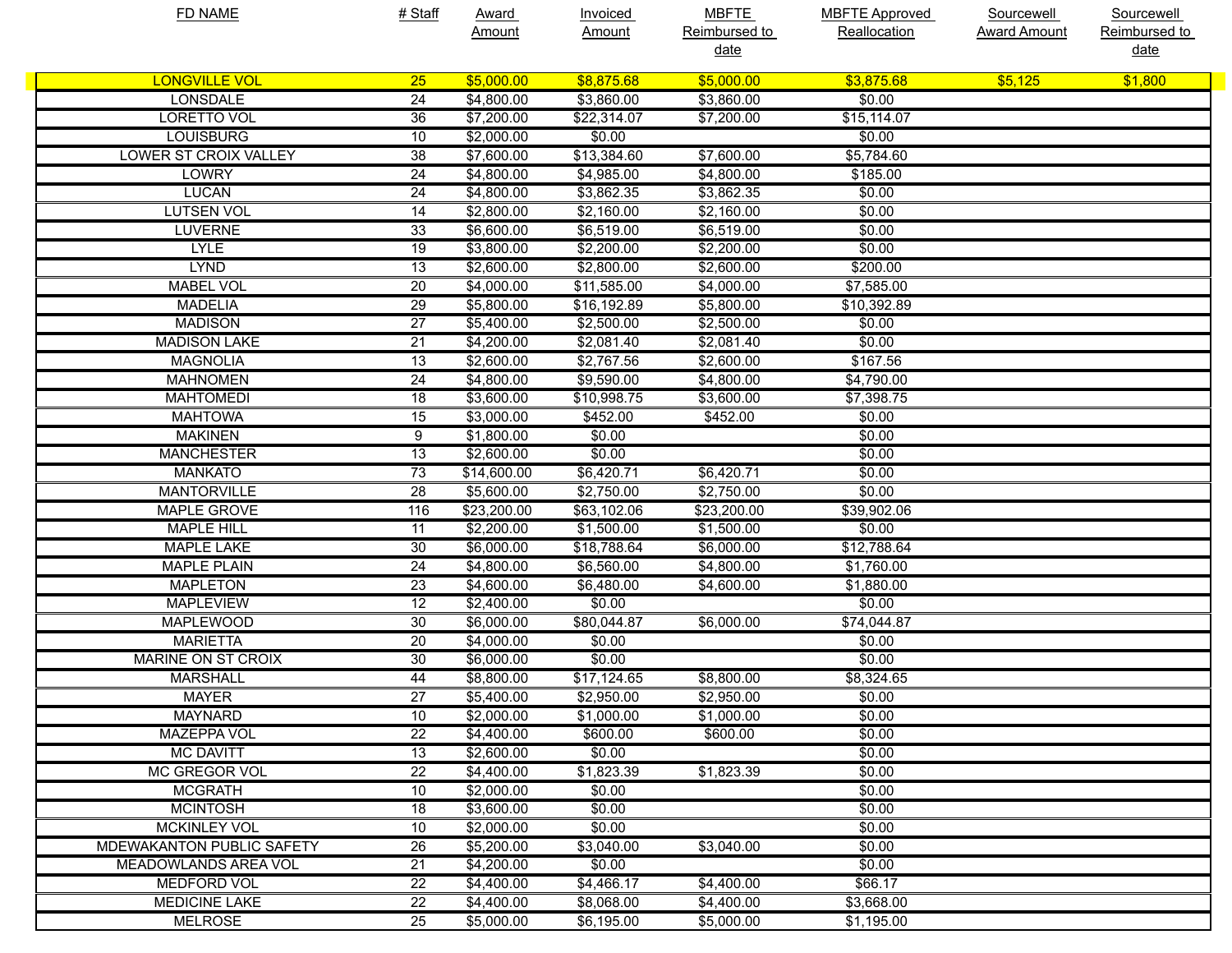| FD NAME | # Staff | Award Amount | Invoiced Amount | MBFTE Reimbursed to date | MBFTE Approved Reallocation | Sourcewell Award Amount | Sourcewell Reimbursed to date |
|---|---|---|---|---|---|---|---|
| LONGVILLE VOL | 25 | $5,000.00 | $8,875.68 | $5,000.00 | $3,875.68 | $5,125 | $1,800 |
| LONSDALE | 24 | $4,800.00 | $3,860.00 | $3,860.00 | $0.00 | | |
| LORETTO VOL | 36 | $7,200.00 | $22,314.07 | $7,200.00 | $15,114.07 | | |
| LOUISBURG | 10 | $2,000.00 | $0.00 | | $0.00 | | |
| LOWER ST CROIX VALLEY | 38 | $7,600.00 | $13,384.60 | $7,600.00 | $5,784.60 | | |
| LOWRY | 24 | $4,800.00 | $4,985.00 | $4,800.00 | $185.00 | | |
| LUCAN | 24 | $4,800.00 | $3,862.35 | $3,862.35 | $0.00 | | |
| LUTSEN VOL | 14 | $2,800.00 | $2,160.00 | $2,160.00 | $0.00 | | |
| LUVERNE | 33 | $6,600.00 | $6,519.00 | $6,519.00 | $0.00 | | |
| LYLE | 19 | $3,800.00 | $2,200.00 | $2,200.00 | $0.00 | | |
| LYND | 13 | $2,600.00 | $2,800.00 | $2,600.00 | $200.00 | | |
| MABEL VOL | 20 | $4,000.00 | $11,585.00 | $4,000.00 | $7,585.00 | | |
| MADELIA | 29 | $5,800.00 | $16,192.89 | $5,800.00 | $10,392.89 | | |
| MADISON | 27 | $5,400.00 | $2,500.00 | $2,500.00 | $0.00 | | |
| MADISON LAKE | 21 | $4,200.00 | $2,081.40 | $2,081.40 | $0.00 | | |
| MAGNOLIA | 13 | $2,600.00 | $2,767.56 | $2,600.00 | $167.56 | | |
| MAHNOMEN | 24 | $4,800.00 | $9,590.00 | $4,800.00 | $4,790.00 | | |
| MAHTOMEDI | 18 | $3,600.00 | $10,998.75 | $3,600.00 | $7,398.75 | | |
| MAHTOWA | 15 | $3,000.00 | $452.00 | $452.00 | $0.00 | | |
| MAKINEN | 9 | $1,800.00 | $0.00 | | $0.00 | | |
| MANCHESTER | 13 | $2,600.00 | $0.00 | | $0.00 | | |
| MANKATO | 73 | $14,600.00 | $6,420.71 | $6,420.71 | $0.00 | | |
| MANTORVILLE | 28 | $5,600.00 | $2,750.00 | $2,750.00 | $0.00 | | |
| MAPLE GROVE | 116 | $23,200.00 | $63,102.06 | $23,200.00 | $39,902.06 | | |
| MAPLE HILL | 11 | $2,200.00 | $1,500.00 | $1,500.00 | $0.00 | | |
| MAPLE LAKE | 30 | $6,000.00 | $18,788.64 | $6,000.00 | $12,788.64 | | |
| MAPLE PLAIN | 24 | $4,800.00 | $6,560.00 | $4,800.00 | $1,760.00 | | |
| MAPLETON | 23 | $4,600.00 | $6,480.00 | $4,600.00 | $1,880.00 | | |
| MAPLEVIEW | 12 | $2,400.00 | $0.00 | | $0.00 | | |
| MAPLEWOOD | 30 | $6,000.00 | $80,044.87 | $6,000.00 | $74,044.87 | | |
| MARIETTA | 20 | $4,000.00 | $0.00 | | $0.00 | | |
| MARINE ON ST CROIX | 30 | $6,000.00 | $0.00 | | $0.00 | | |
| MARSHALL | 44 | $8,800.00 | $17,124.65 | $8,800.00 | $8,324.65 | | |
| MAYER | 27 | $5,400.00 | $2,950.00 | $2,950.00 | $0.00 | | |
| MAYNARD | 10 | $2,000.00 | $1,000.00 | $1,000.00 | $0.00 | | |
| MAZEPPA VOL | 22 | $4,400.00 | $600.00 | $600.00 | $0.00 | | |
| MC DAVITT | 13 | $2,600.00 | $0.00 | | $0.00 | | |
| MC GREGOR VOL | 22 | $4,400.00 | $1,823.39 | $1,823.39 | $0.00 | | |
| MCGRATH | 10 | $2,000.00 | $0.00 | | $0.00 | | |
| MCINTOSH | 18 | $3,600.00 | $0.00 | | $0.00 | | |
| MCKINLEY VOL | 10 | $2,000.00 | $0.00 | | $0.00 | | |
| MDEWAKANTON PUBLIC SAFETY | 26 | $5,200.00 | $3,040.00 | $3,040.00 | $0.00 | | |
| MEADOWLANDS AREA VOL | 21 | $4,200.00 | $0.00 | | $0.00 | | |
| MEDFORD VOL | 22 | $4,400.00 | $4,466.17 | $4,400.00 | $66.17 | | |
| MEDICINE LAKE | 22 | $4,400.00 | $8,068.00 | $4,400.00 | $3,668.00 | | |
| MELROSE | 25 | $5,000.00 | $6,195.00 | $5,000.00 | $1,195.00 | | |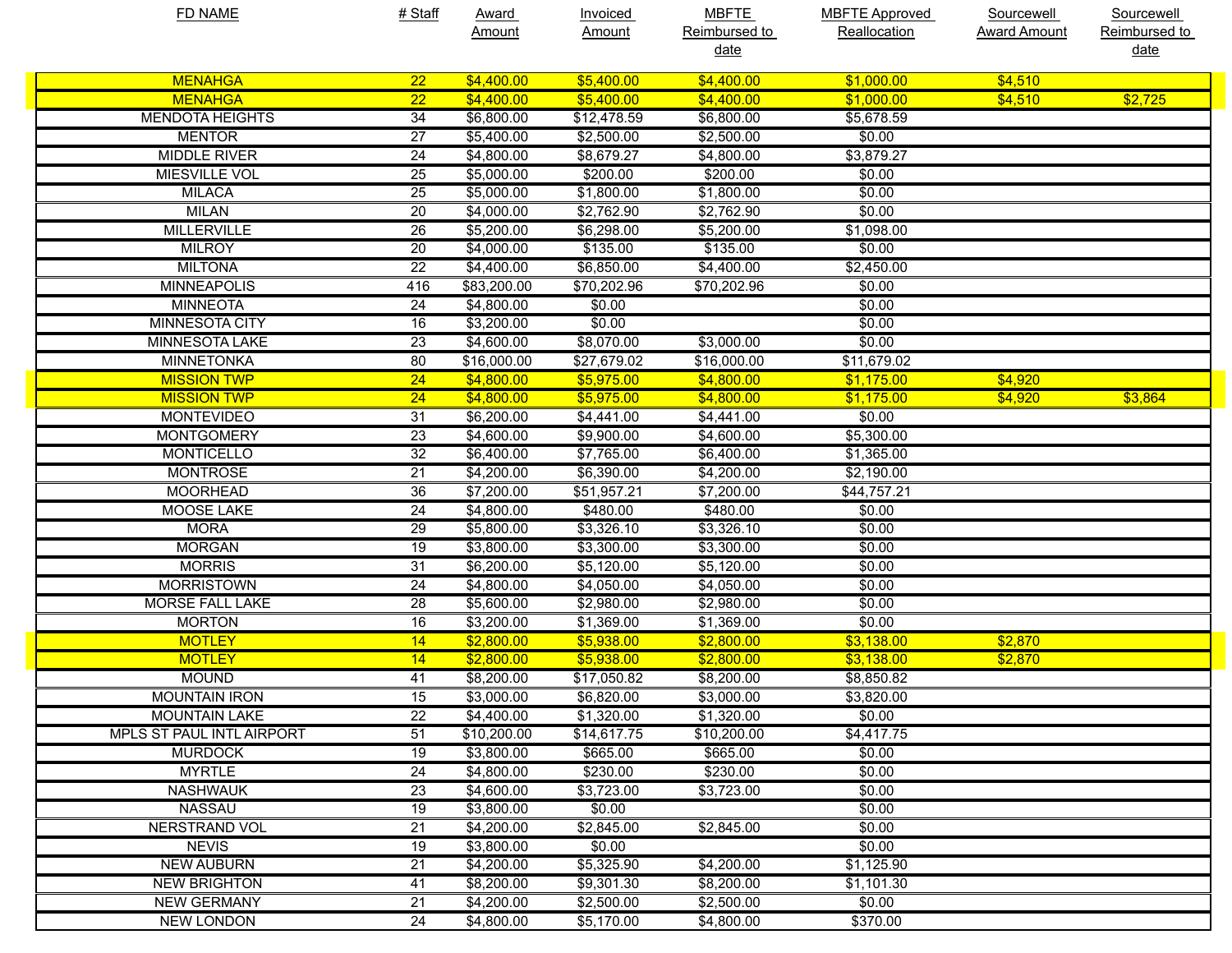| FD NAME | # Staff | Award Amount | Invoiced Amount | MBFTE Reimbursed to date | MBFTE Approved Reallocation | Sourcewell Award Amount | Sourcewell Reimbursed to date |
|---|---|---|---|---|---|---|---|
| MENAHGA | 22 | $4,400.00 | $5,400.00 | $4,400.00 | $1,000.00 | $4,510 | |
| MENAHGA | 22 | $4,400.00 | $5,400.00 | $4,400.00 | $1,000.00 | $4,510 | $2,725 |
| MENDOTA HEIGHTS | 34 | $6,800.00 | $12,478.59 | $6,800.00 | $5,678.59 | | |
| MENTOR | 27 | $5,400.00 | $2,500.00 | $2,500.00 | $0.00 | | |
| MIDDLE RIVER | 24 | $4,800.00 | $8,679.27 | $4,800.00 | $3,879.27 | | |
| MIESVILLE VOL | 25 | $5,000.00 | $200.00 | $200.00 | $0.00 | | |
| MILACA | 25 | $5,000.00 | $1,800.00 | $1,800.00 | $0.00 | | |
| MILAN | 20 | $4,000.00 | $2,762.90 | $2,762.90 | $0.00 | | |
| MILLERVILLE | 26 | $5,200.00 | $6,298.00 | $5,200.00 | $1,098.00 | | |
| MILROY | 20 | $4,000.00 | $135.00 | $135.00 | $0.00 | | |
| MILTONA | 22 | $4,400.00 | $6,850.00 | $4,400.00 | $2,450.00 | | |
| MINNEAPOLIS | 416 | $83,200.00 | $70,202.96 | $70,202.96 | $0.00 | | |
| MINNEOTA | 24 | $4,800.00 | $0.00 | | $0.00 | | |
| MINNESOTA CITY | 16 | $3,200.00 | $0.00 | | $0.00 | | |
| MINNESOTA LAKE | 23 | $4,600.00 | $8,070.00 | $3,000.00 | $0.00 | | |
| MINNETONKA | 80 | $16,000.00 | $27,679.02 | $16,000.00 | $11,679.02 | | |
| MISSION TWP | 24 | $4,800.00 | $5,975.00 | $4,800.00 | $1,175.00 | $4,920 | |
| MISSION TWP | 24 | $4,800.00 | $5,975.00 | $4,800.00 | $1,175.00 | $4,920 | $3,864 |
| MONTEVIDEO | 31 | $6,200.00 | $4,441.00 | $4,441.00 | $0.00 | | |
| MONTGOMERY | 23 | $4,600.00 | $9,900.00 | $4,600.00 | $5,300.00 | | |
| MONTICELLO | 32 | $6,400.00 | $7,765.00 | $6,400.00 | $1,365.00 | | |
| MONTROSE | 21 | $4,200.00 | $6,390.00 | $4,200.00 | $2,190.00 | | |
| MOORHEAD | 36 | $7,200.00 | $51,957.21 | $7,200.00 | $44,757.21 | | |
| MOOSE LAKE | 24 | $4,800.00 | $480.00 | $480.00 | $0.00 | | |
| MORA | 29 | $5,800.00 | $3,326.10 | $3,326.10 | $0.00 | | |
| MORGAN | 19 | $3,800.00 | $3,300.00 | $3,300.00 | $0.00 | | |
| MORRIS | 31 | $6,200.00 | $5,120.00 | $5,120.00 | $0.00 | | |
| MORRISTOWN | 24 | $4,800.00 | $4,050.00 | $4,050.00 | $0.00 | | |
| MORSE FALL LAKE | 28 | $5,600.00 | $2,980.00 | $2,980.00 | $0.00 | | |
| MORTON | 16 | $3,200.00 | $1,369.00 | $1,369.00 | $0.00 | | |
| MOTLEY | 14 | $2,800.00 | $5,938.00 | $2,800.00 | $3,138.00 | $2,870 | |
| MOTLEY | 14 | $2,800.00 | $5,938.00 | $2,800.00 | $3,138.00 | $2,870 | |
| MOUND | 41 | $8,200.00 | $17,050.82 | $8,200.00 | $8,850.82 | | |
| MOUNTAIN IRON | 15 | $3,000.00 | $6,820.00 | $3,000.00 | $3,820.00 | | |
| MOUNTAIN LAKE | 22 | $4,400.00 | $1,320.00 | $1,320.00 | $0.00 | | |
| MPLS ST PAUL INTL AIRPORT | 51 | $10,200.00 | $14,617.75 | $10,200.00 | $4,417.75 | | |
| MURDOCK | 19 | $3,800.00 | $665.00 | $665.00 | $0.00 | | |
| MYRTLE | 24 | $4,800.00 | $230.00 | $230.00 | $0.00 | | |
| NASHWAUK | 23 | $4,600.00 | $3,723.00 | $3,723.00 | $0.00 | | |
| NASSAU | 19 | $3,800.00 | $0.00 | | $0.00 | | |
| NERSTRAND VOL | 21 | $4,200.00 | $2,845.00 | $2,845.00 | $0.00 | | |
| NEVIS | 19 | $3,800.00 | $0.00 | | $0.00 | | |
| NEW AUBURN | 21 | $4,200.00 | $5,325.90 | $4,200.00 | $1,125.90 | | |
| NEW BRIGHTON | 41 | $8,200.00 | $9,301.30 | $8,200.00 | $1,101.30 | | |
| NEW GERMANY | 21 | $4,200.00 | $2,500.00 | $2,500.00 | $0.00 | | |
| NEW LONDON | 24 | $4,800.00 | $5,170.00 | $4,800.00 | $370.00 | | |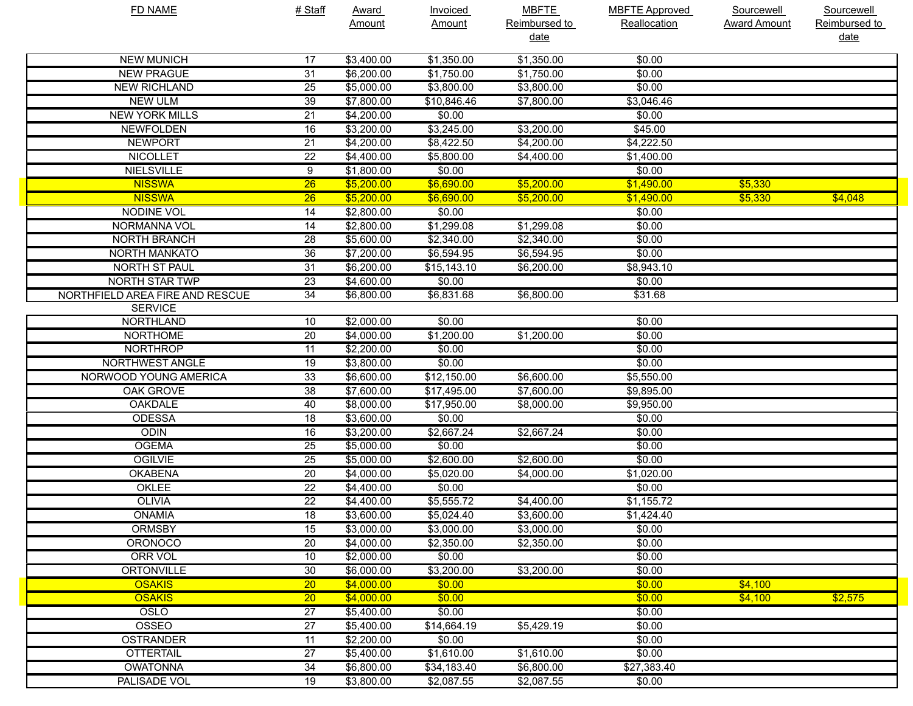| FD NAME | # Staff | Award Amount | Invoiced Amount | MBFTE Reimbursed to date | MBFTE Approved Reallocation | Sourcewell Award Amount | Sourcewell Reimbursed to date |
|---|---|---|---|---|---|---|---|
| NEW MUNICH | 17 | $3,400.00 | $1,350.00 | $1,350.00 | $0.00 | | |
| NEW PRAGUE | 31 | $6,200.00 | $1,750.00 | $1,750.00 | $0.00 | | |
| NEW RICHLAND | 25 | $5,000.00 | $3,800.00 | $3,800.00 | $0.00 | | |
| NEW ULM | 39 | $7,800.00 | $10,846.46 | $7,800.00 | $3,046.46 | | |
| NEW YORK MILLS | 21 | $4,200.00 | $0.00 | | $0.00 | | |
| NEWFOLDEN | 16 | $3,200.00 | $3,245.00 | $3,200.00 | $45.00 | | |
| NEWPORT | 21 | $4,200.00 | $8,422.50 | $4,200.00 | $4,222.50 | | |
| NICOLLET | 22 | $4,400.00 | $5,800.00 | $4,400.00 | $1,400.00 | | |
| NIELSVILLE | 9 | $1,800.00 | $0.00 | | $0.00 | | |
| NISSWA | 26 | $5,200.00 | $6,690.00 | $5,200.00 | $1,490.00 | $5,330 | |
| NISSWA | 26 | $5,200.00 | $6,690.00 | $5,200.00 | $1,490.00 | $5,330 | $4,048 |
| NODINE VOL | 14 | $2,800.00 | $0.00 | | $0.00 | | |
| NORMANNA VOL | 14 | $2,800.00 | $1,299.08 | $1,299.08 | $0.00 | | |
| NORTH BRANCH | 28 | $5,600.00 | $2,340.00 | $2,340.00 | $0.00 | | |
| NORTH MANKATO | 36 | $7,200.00 | $6,594.95 | $6,594.95 | $0.00 | | |
| NORTH ST PAUL | 31 | $6,200.00 | $15,143.10 | $6,200.00 | $8,943.10 | | |
| NORTH STAR TWP | 23 | $4,600.00 | $0.00 | | $0.00 | | |
| NORTHFIELD AREA FIRE AND RESCUE SERVICE | 34 | $6,800.00 | $6,831.68 | $6,800.00 | $31.68 | | |
| NORTHLAND | 10 | $2,000.00 | $0.00 | | $0.00 | | |
| NORTHOME | 20 | $4,000.00 | $1,200.00 | $1,200.00 | $0.00 | | |
| NORTHROP | 11 | $2,200.00 | $0.00 | | $0.00 | | |
| NORTHWEST ANGLE | 19 | $3,800.00 | $0.00 | | $0.00 | | |
| NORWOOD YOUNG AMERICA | 33 | $6,600.00 | $12,150.00 | $6,600.00 | $5,550.00 | | |
| OAK GROVE | 38 | $7,600.00 | $17,495.00 | $7,600.00 | $9,895.00 | | |
| OAKDALE | 40 | $8,000.00 | $17,950.00 | $8,000.00 | $9,950.00 | | |
| ODESSA | 18 | $3,600.00 | $0.00 | | $0.00 | | |
| ODIN | 16 | $3,200.00 | $2,667.24 | $2,667.24 | $0.00 | | |
| OGEMA | 25 | $5,000.00 | $0.00 | | $0.00 | | |
| OGILVIE | 25 | $5,000.00 | $2,600.00 | $2,600.00 | $0.00 | | |
| OKABENA | 20 | $4,000.00 | $5,020.00 | $4,000.00 | $1,020.00 | | |
| OKLEE | 22 | $4,400.00 | $0.00 | | $0.00 | | |
| OLIVIA | 22 | $4,400.00 | $5,555.72 | $4,400.00 | $1,155.72 | | |
| ONAMIA | 18 | $3,600.00 | $5,024.40 | $3,600.00 | $1,424.40 | | |
| ORMSBY | 15 | $3,000.00 | $3,000.00 | $3,000.00 | $0.00 | | |
| ORONOCO | 20 | $4,000.00 | $2,350.00 | $2,350.00 | $0.00 | | |
| ORR VOL | 10 | $2,000.00 | $0.00 | | $0.00 | | |
| ORTONVILLE | 30 | $6,000.00 | $3,200.00 | $3,200.00 | $0.00 | | |
| OSAKIS | 20 | $4,000.00 | $0.00 | | $0.00 | $4,100 | |
| OSAKIS | 20 | $4,000.00 | $0.00 | | $0.00 | $4,100 | $2,575 |
| OSLO | 27 | $5,400.00 | $0.00 | | $0.00 | | |
| OSSEO | 27 | $5,400.00 | $14,664.19 | $5,429.19 | $0.00 | | |
| OSTRANDER | 11 | $2,200.00 | $0.00 | | $0.00 | | |
| OTTERTAIL | 27 | $5,400.00 | $1,610.00 | $1,610.00 | $0.00 | | |
| OWATONNA | 34 | $6,800.00 | $34,183.40 | $6,800.00 | $27,383.40 | | |
| PALISADE VOL | 19 | $3,800.00 | $2,087.55 | $2,087.55 | $0.00 | | |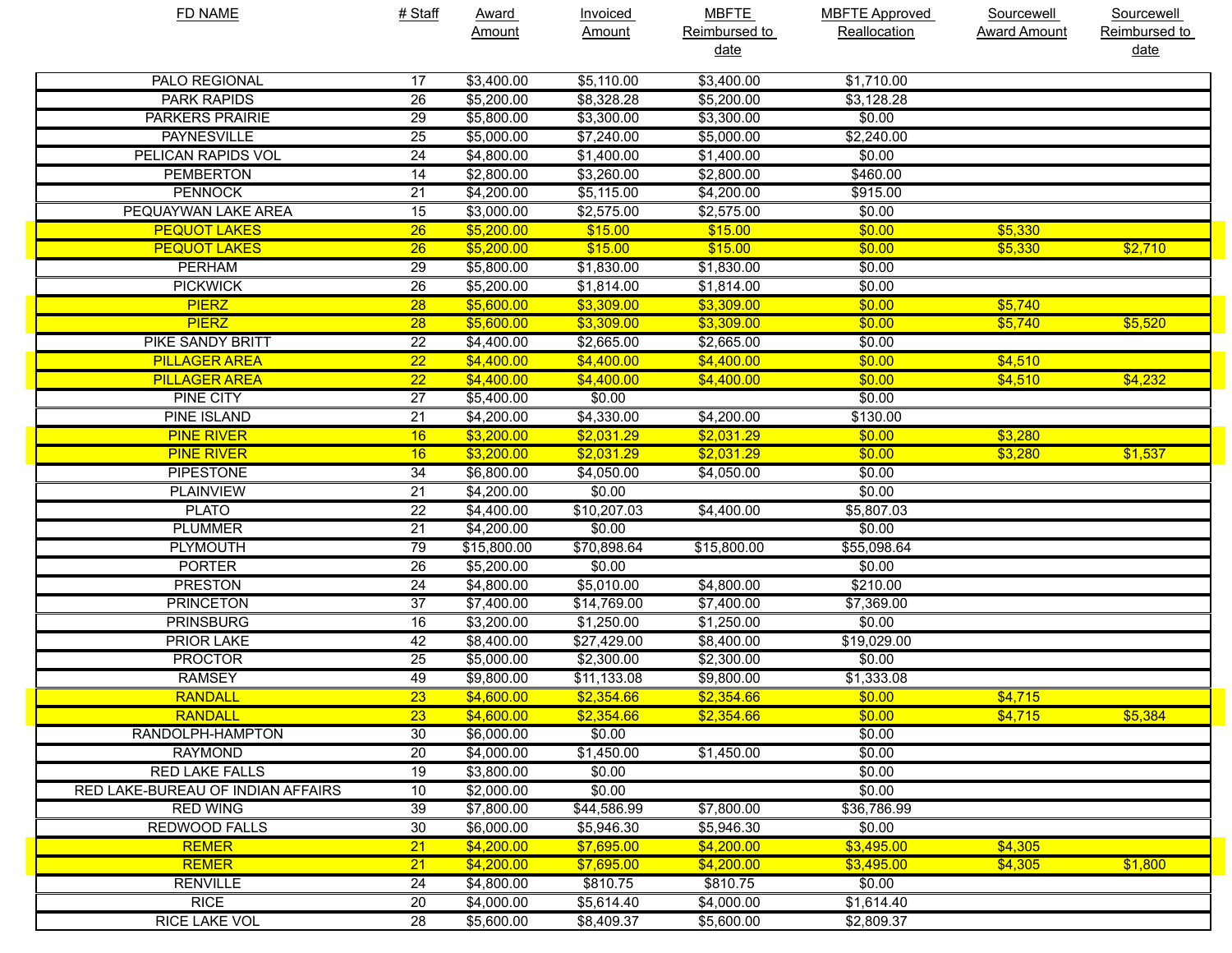| FD NAME | # Staff | Award Amount | Invoiced Amount | MBFTE Reimbursed to date | MBFTE Approved Reallocation | Sourcewell Award Amount | Sourcewell Reimbursed to date |
|---|---|---|---|---|---|---|---|
| PALO REGIONAL | 17 | $3,400.00 | $5,110.00 | $3,400.00 | $1,710.00 | | |
| PARK RAPIDS | 26 | $5,200.00 | $8,328.28 | $5,200.00 | $3,128.28 | | |
| PARKERS PRAIRIE | 29 | $5,800.00 | $3,300.00 | $3,300.00 | $0.00 | | |
| PAYNESVILLE | 25 | $5,000.00 | $7,240.00 | $5,000.00 | $2,240.00 | | |
| PELICAN RAPIDS VOL | 24 | $4,800.00 | $1,400.00 | $1,400.00 | $0.00 | | |
| PEMBERTON | 14 | $2,800.00 | $3,260.00 | $2,800.00 | $460.00 | | |
| PENNOCK | 21 | $4,200.00 | $5,115.00 | $4,200.00 | $915.00 | | |
| PEQUAYWAN LAKE AREA | 15 | $3,000.00 | $2,575.00 | $2,575.00 | $0.00 | | |
| PEQUOT LAKES | 26 | $5,200.00 | $15.00 | $15.00 | $0.00 | $5,330 | |
| PEQUOT LAKES | 26 | $5,200.00 | $15.00 | $15.00 | $0.00 | $5,330 | $2,710 |
| PERHAM | 29 | $5,800.00 | $1,830.00 | $1,830.00 | $0.00 | | |
| PICKWICK | 26 | $5,200.00 | $1,814.00 | $1,814.00 | $0.00 | | |
| PIERZ | 28 | $5,600.00 | $3,309.00 | $3,309.00 | $0.00 | $5,740 | |
| PIERZ | 28 | $5,600.00 | $3,309.00 | $3,309.00 | $0.00 | $5,740 | $5,520 |
| PIKE SANDY BRITT | 22 | $4,400.00 | $2,665.00 | $2,665.00 | $0.00 | | |
| PILLAGER AREA | 22 | $4,400.00 | $4,400.00 | $4,400.00 | $0.00 | $4,510 | |
| PILLAGER AREA | 22 | $4,400.00 | $4,400.00 | $4,400.00 | $0.00 | $4,510 | $4,232 |
| PINE CITY | 27 | $5,400.00 | $0.00 | | $0.00 | | |
| PINE ISLAND | 21 | $4,200.00 | $4,330.00 | $4,200.00 | $130.00 | | |
| PINE RIVER | 16 | $3,200.00 | $2,031.29 | $2,031.29 | $0.00 | $3,280 | |
| PINE RIVER | 16 | $3,200.00 | $2,031.29 | $2,031.29 | $0.00 | $3,280 | $1,537 |
| PIPESTONE | 34 | $6,800.00 | $4,050.00 | $4,050.00 | $0.00 | | |
| PLAINVIEW | 21 | $4,200.00 | $0.00 | | $0.00 | | |
| PLATO | 22 | $4,400.00 | $10,207.03 | $4,400.00 | $5,807.03 | | |
| PLUMMER | 21 | $4,200.00 | $0.00 | | $0.00 | | |
| PLYMOUTH | 79 | $15,800.00 | $70,898.64 | $15,800.00 | $55,098.64 | | |
| PORTER | 26 | $5,200.00 | $0.00 | | $0.00 | | |
| PRESTON | 24 | $4,800.00 | $5,010.00 | $4,800.00 | $210.00 | | |
| PRINCETON | 37 | $7,400.00 | $14,769.00 | $7,400.00 | $7,369.00 | | |
| PRINSBURG | 16 | $3,200.00 | $1,250.00 | $1,250.00 | $0.00 | | |
| PRIOR LAKE | 42 | $8,400.00 | $27,429.00 | $8,400.00 | $19,029.00 | | |
| PROCTOR | 25 | $5,000.00 | $2,300.00 | $2,300.00 | $0.00 | | |
| RAMSEY | 49 | $9,800.00 | $11,133.08 | $9,800.00 | $1,333.08 | | |
| RANDALL | 23 | $4,600.00 | $2,354.66 | $2,354.66 | $0.00 | $4,715 | |
| RANDALL | 23 | $4,600.00 | $2,354.66 | $2,354.66 | $0.00 | $4,715 | $5,384 |
| RANDOLPH-HAMPTON | 30 | $6,000.00 | $0.00 | | $0.00 | | |
| RAYMOND | 20 | $4,000.00 | $1,450.00 | $1,450.00 | $0.00 | | |
| RED LAKE FALLS | 19 | $3,800.00 | $0.00 | | $0.00 | | |
| RED LAKE-BUREAU OF INDIAN AFFAIRS | 10 | $2,000.00 | $0.00 | | $0.00 | | |
| RED WING | 39 | $7,800.00 | $44,586.99 | $7,800.00 | $36,786.99 | | |
| REDWOOD FALLS | 30 | $6,000.00 | $5,946.30 | $5,946.30 | $0.00 | | |
| REMER | 21 | $4,200.00 | $7,695.00 | $4,200.00 | $3,495.00 | $4,305 | |
| REMER | 21 | $4,200.00 | $7,695.00 | $4,200.00 | $3,495.00 | $4,305 | $1,800 |
| RENVILLE | 24 | $4,800.00 | $810.75 | $810.75 | $0.00 | | |
| RICE | 20 | $4,000.00 | $5,614.40 | $4,000.00 | $1,614.40 | | |
| RICE LAKE VOL | 28 | $5,600.00 | $8,409.37 | $5,600.00 | $2,809.37 | | |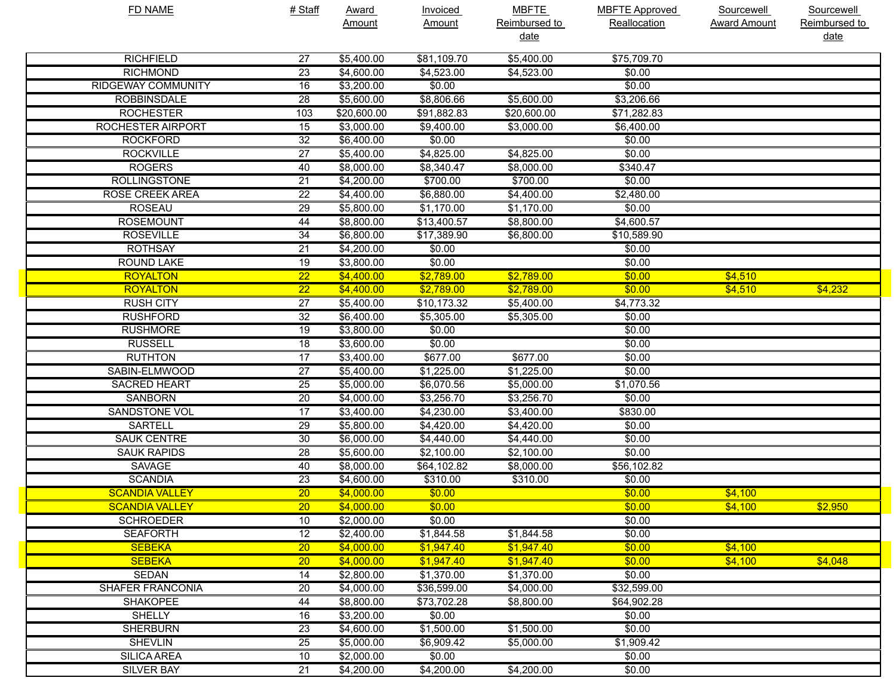| FD NAME | # Staff | Award Amount | Invoiced Amount | MBFTE Reimbursed to date | MBFTE Approved Reallocation | Sourcewell Award Amount | Sourcewell Reimbursed to date |
|---|---|---|---|---|---|---|---|
| RICHFIELD | 27 | $5,400.00 | $81,109.70 | $5,400.00 | $75,709.70 | | |
| RICHMOND | 23 | $4,600.00 | $4,523.00 | $4,523.00 | $0.00 | | |
| RIDGEWAY COMMUNITY | 16 | $3,200.00 | $0.00 | | $0.00 | | |
| ROBBINSDALE | 28 | $5,600.00 | $8,806.66 | $5,600.00 | $3,206.66 | | |
| ROCHESTER | 103 | $20,600.00 | $91,882.83 | $20,600.00 | $71,282.83 | | |
| ROCHESTER AIRPORT | 15 | $3,000.00 | $9,400.00 | $3,000.00 | $6,400.00 | | |
| ROCKFORD | 32 | $6,400.00 | $0.00 | | $0.00 | | |
| ROCKVILLE | 27 | $5,400.00 | $4,825.00 | $4,825.00 | $0.00 | | |
| ROGERS | 40 | $8,000.00 | $8,340.47 | $8,000.00 | $340.47 | | |
| ROLLINGSTONE | 21 | $4,200.00 | $700.00 | $700.00 | $0.00 | | |
| ROSE CREEK AREA | 22 | $4,400.00 | $6,880.00 | $4,400.00 | $2,480.00 | | |
| ROSEAU | 29 | $5,800.00 | $1,170.00 | $1,170.00 | $0.00 | | |
| ROSEMOUNT | 44 | $8,800.00 | $13,400.57 | $8,800.00 | $4,600.57 | | |
| ROSEVILLE | 34 | $6,800.00 | $17,389.90 | $6,800.00 | $10,589.90 | | |
| ROTHSAY | 21 | $4,200.00 | $0.00 | | $0.00 | | |
| ROUND LAKE | 19 | $3,800.00 | $0.00 | | $0.00 | | |
| ROYALTON | 22 | $4,400.00 | $2,789.00 | $2,789.00 | $0.00 | $4,510 | |
| ROYALTON | 22 | $4,400.00 | $2,789.00 | $2,789.00 | $0.00 | $4,510 | $4,232 |
| RUSH CITY | 27 | $5,400.00 | $10,173.32 | $5,400.00 | $4,773.32 | | |
| RUSHFORD | 32 | $6,400.00 | $5,305.00 | $5,305.00 | $0.00 | | |
| RUSHMORE | 19 | $3,800.00 | $0.00 | | $0.00 | | |
| RUSSELL | 18 | $3,600.00 | $0.00 | | $0.00 | | |
| RUTHTON | 17 | $3,400.00 | $677.00 | $677.00 | $0.00 | | |
| SABIN-ELMWOOD | 27 | $5,400.00 | $1,225.00 | $1,225.00 | $0.00 | | |
| SACRED HEART | 25 | $5,000.00 | $6,070.56 | $5,000.00 | $1,070.56 | | |
| SANBORN | 20 | $4,000.00 | $3,256.70 | $3,256.70 | $0.00 | | |
| SANDSTONE VOL | 17 | $3,400.00 | $4,230.00 | $3,400.00 | $830.00 | | |
| SARTELL | 29 | $5,800.00 | $4,420.00 | $4,420.00 | $0.00 | | |
| SAUK CENTRE | 30 | $6,000.00 | $4,440.00 | $4,440.00 | $0.00 | | |
| SAUK RAPIDS | 28 | $5,600.00 | $2,100.00 | $2,100.00 | $0.00 | | |
| SAVAGE | 40 | $8,000.00 | $64,102.82 | $8,000.00 | $56,102.82 | | |
| SCANDIA | 23 | $4,600.00 | $310.00 | $310.00 | $0.00 | | |
| SCANDIA VALLEY | 20 | $4,000.00 | $0.00 | | $0.00 | $4,100 | |
| SCANDIA VALLEY | 20 | $4,000.00 | $0.00 | | $0.00 | $4,100 | $2,950 |
| SCHROEDER | 10 | $2,000.00 | $0.00 | | $0.00 | | |
| SEAFORTH | 12 | $2,400.00 | $1,844.58 | $1,844.58 | $0.00 | | |
| SEBEKA | 20 | $4,000.00 | $1,947.40 | $1,947.40 | $0.00 | $4,100 | |
| SEBEKA | 20 | $4,000.00 | $1,947.40 | $1,947.40 | $0.00 | $4,100 | $4,048 |
| SEDAN | 14 | $2,800.00 | $1,370.00 | $1,370.00 | $0.00 | | |
| SHAFER FRANCONIA | 20 | $4,000.00 | $36,599.00 | $4,000.00 | $32,599.00 | | |
| SHAKOPEE | 44 | $8,800.00 | $73,702.28 | $8,800.00 | $64,902.28 | | |
| SHELLY | 16 | $3,200.00 | $0.00 | | $0.00 | | |
| SHERBURN | 23 | $4,600.00 | $1,500.00 | $1,500.00 | $0.00 | | |
| SHEVLIN | 25 | $5,000.00 | $6,909.42 | $5,000.00 | $1,909.42 | | |
| SILICA AREA | 10 | $2,000.00 | $0.00 | | $0.00 | | |
| SILVER BAY | 21 | $4,200.00 | $4,200.00 | $4,200.00 | $0.00 | | |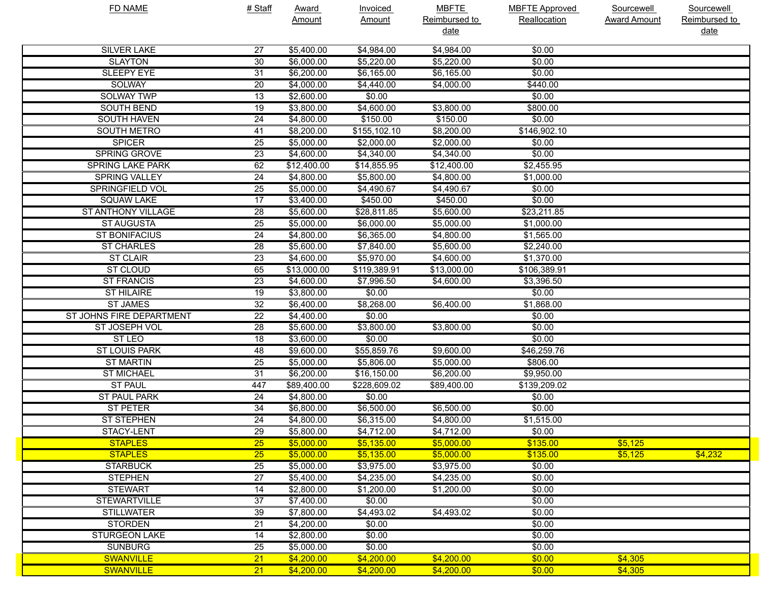| FD NAME | # Staff | Award Amount | Invoiced Amount | MBFTE Reimbursed to date | MBFTE Approved Reallocation | Sourcewell Award Amount | Sourcewell Reimbursed to date |
|---|---|---|---|---|---|---|---|
| SILVER LAKE | 27 | $5,400.00 | $4,984.00 | $4,984.00 | $0.00 | | |
| SLAYTON | 30 | $6,000.00 | $5,220.00 | $5,220.00 | $0.00 | | |
| SLEEPY EYE | 31 | $6,200.00 | $6,165.00 | $6,165.00 | $0.00 | | |
| SOLWAY | 20 | $4,000.00 | $4,440.00 | $4,000.00 | $440.00 | | |
| SOLWAY TWP | 13 | $2,600.00 | $0.00 | | $0.00 | | |
| SOUTH BEND | 19 | $3,800.00 | $4,600.00 | $3,800.00 | $800.00 | | |
| SOUTH HAVEN | 24 | $4,800.00 | $150.00 | $150.00 | $0.00 | | |
| SOUTH METRO | 41 | $8,200.00 | $155,102.10 | $8,200.00 | $146,902.10 | | |
| SPICER | 25 | $5,000.00 | $2,000.00 | $2,000.00 | $0.00 | | |
| SPRING GROVE | 23 | $4,600.00 | $4,340.00 | $4,340.00 | $0.00 | | |
| SPRING LAKE PARK | 62 | $12,400.00 | $14,855.95 | $12,400.00 | $2,455.95 | | |
| SPRING VALLEY | 24 | $4,800.00 | $5,800.00 | $4,800.00 | $1,000.00 | | |
| SPRINGFIELD VOL | 25 | $5,000.00 | $4,490.67 | $4,490.67 | $0.00 | | |
| SQUAW LAKE | 17 | $3,400.00 | $450.00 | $450.00 | $0.00 | | |
| ST ANTHONY VILLAGE | 28 | $5,600.00 | $28,811.85 | $5,600.00 | $23,211.85 | | |
| ST AUGUSTA | 25 | $5,000.00 | $6,000.00 | $5,000.00 | $1,000.00 | | |
| ST BONIFACIUS | 24 | $4,800.00 | $6,365.00 | $4,800.00 | $1,565.00 | | |
| ST CHARLES | 28 | $5,600.00 | $7,840.00 | $5,600.00 | $2,240.00 | | |
| ST CLAIR | 23 | $4,600.00 | $5,970.00 | $4,600.00 | $1,370.00 | | |
| ST CLOUD | 65 | $13,000.00 | $119,389.91 | $13,000.00 | $106,389.91 | | |
| ST FRANCIS | 23 | $4,600.00 | $7,996.50 | $4,600.00 | $3,396.50 | | |
| ST HILAIRE | 19 | $3,800.00 | $0.00 | | $0.00 | | |
| ST JAMES | 32 | $6,400.00 | $8,268.00 | $6,400.00 | $1,868.00 | | |
| ST JOHNS FIRE DEPARTMENT | 22 | $4,400.00 | $0.00 | | $0.00 | | |
| ST JOSEPH VOL | 28 | $5,600.00 | $3,800.00 | $3,800.00 | $0.00 | | |
| ST LEO | 18 | $3,600.00 | $0.00 | | $0.00 | | |
| ST LOUIS PARK | 48 | $9,600.00 | $55,859.76 | $9,600.00 | $46,259.76 | | |
| ST MARTIN | 25 | $5,000.00 | $5,806.00 | $5,000.00 | $806.00 | | |
| ST MICHAEL | 31 | $6,200.00 | $16,150.00 | $6,200.00 | $9,950.00 | | |
| ST PAUL | 447 | $89,400.00 | $228,609.02 | $89,400.00 | $139,209.02 | | |
| ST PAUL PARK | 24 | $4,800.00 | $0.00 | | $0.00 | | |
| ST PETER | 34 | $6,800.00 | $6,500.00 | $6,500.00 | $0.00 | | |
| ST STEPHEN | 24 | $4,800.00 | $6,315.00 | $4,800.00 | $1,515.00 | | |
| STACY-LENT | 29 | $5,800.00 | $4,712.00 | $4,712.00 | $0.00 | | |
| STAPLES | 25 | $5,000.00 | $5,135.00 | $5,000.00 | $135.00 | $5,125 | |
| STAPLES | 25 | $5,000.00 | $5,135.00 | $5,000.00 | $135.00 | $5,125 | $4,232 |
| STARBUCK | 25 | $5,000.00 | $3,975.00 | $3,975.00 | $0.00 | | |
| STEPHEN | 27 | $5,400.00 | $4,235.00 | $4,235.00 | $0.00 | | |
| STEWART | 14 | $2,800.00 | $1,200.00 | $1,200.00 | $0.00 | | |
| STEWARTVILLE | 37 | $7,400.00 | $0.00 | | $0.00 | | |
| STILLWATER | 39 | $7,800.00 | $4,493.02 | $4,493.02 | $0.00 | | |
| STORDEN | 21 | $4,200.00 | $0.00 | | $0.00 | | |
| STURGEON LAKE | 14 | $2,800.00 | $0.00 | | $0.00 | | |
| SUNBURG | 25 | $5,000.00 | $0.00 | | $0.00 | | |
| SWANVILLE | 21 | $4,200.00 | $4,200.00 | $4,200.00 | $0.00 | $4,305 | |
| SWANVILLE | 21 | $4,200.00 | $4,200.00 | $4,200.00 | $0.00 | $4,305 | |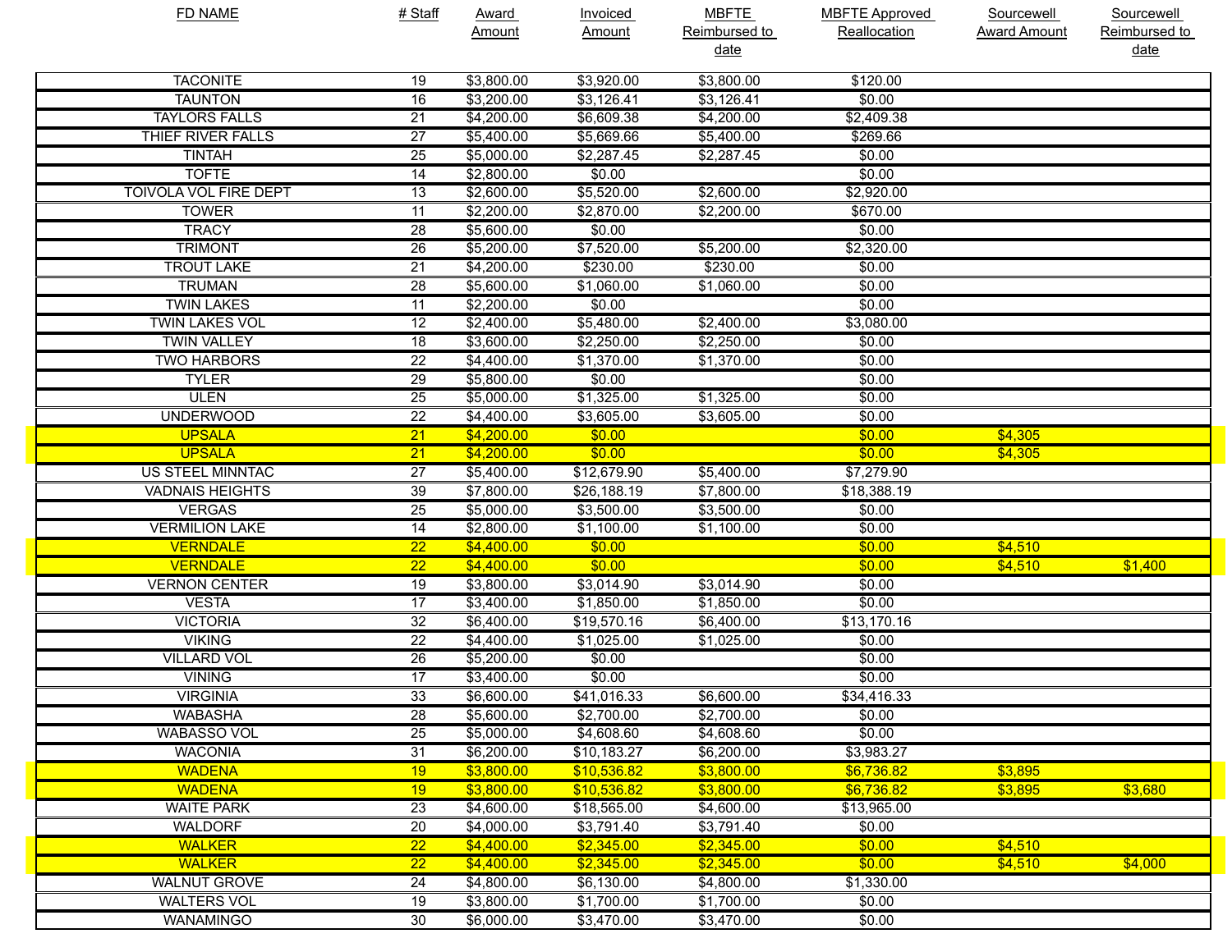| FD NAME | # Staff | Award Amount | Invoiced Amount | MBFTE Reimbursed to date | MBFTE Approved Reallocation | Sourcewell Award Amount | Sourcewell Reimbursed to date |
|---|---|---|---|---|---|---|---|
| TACONITE | 19 | $3,800.00 | $3,920.00 | $3,800.00 | $120.00 | | |
| TAUNTON | 16 | $3,200.00 | $3,126.41 | $3,126.41 | $0.00 | | |
| TAYLORS FALLS | 21 | $4,200.00 | $6,609.38 | $4,200.00 | $2,409.38 | | |
| THIEF RIVER FALLS | 27 | $5,400.00 | $5,669.66 | $5,400.00 | $269.66 | | |
| TINTAH | 25 | $5,000.00 | $2,287.45 | $2,287.45 | $0.00 | | |
| TOFTE | 14 | $2,800.00 | $0.00 | | $0.00 | | |
| TOIVOLA VOL FIRE DEPT | 13 | $2,600.00 | $5,520.00 | $2,600.00 | $2,920.00 | | |
| TOWER | 11 | $2,200.00 | $2,870.00 | $2,200.00 | $670.00 | | |
| TRACY | 28 | $5,600.00 | $0.00 | | $0.00 | | |
| TRIMONT | 26 | $5,200.00 | $7,520.00 | $5,200.00 | $2,320.00 | | |
| TROUT LAKE | 21 | $4,200.00 | $230.00 | $230.00 | $0.00 | | |
| TRUMAN | 28 | $5,600.00 | $1,060.00 | $1,060.00 | $0.00 | | |
| TWIN LAKES | 11 | $2,200.00 | $0.00 | | $0.00 | | |
| TWIN LAKES VOL | 12 | $2,400.00 | $5,480.00 | $2,400.00 | $3,080.00 | | |
| TWIN VALLEY | 18 | $3,600.00 | $2,250.00 | $2,250.00 | $0.00 | | |
| TWO HARBORS | 22 | $4,400.00 | $1,370.00 | $1,370.00 | $0.00 | | |
| TYLER | 29 | $5,800.00 | $0.00 | | $0.00 | | |
| ULEN | 25 | $5,000.00 | $1,325.00 | $1,325.00 | $0.00 | | |
| UNDERWOOD | 22 | $4,400.00 | $3,605.00 | $3,605.00 | $0.00 | | |
| UPSALA | 21 | $4,200.00 | $0.00 | | $0.00 | $4,305 | |
| UPSALA | 21 | $4,200.00 | $0.00 | | $0.00 | $4,305 | |
| US STEEL MINNTAC | 27 | $5,400.00 | $12,679.90 | $5,400.00 | $7,279.90 | | |
| VADNAIS HEIGHTS | 39 | $7,800.00 | $26,188.19 | $7,800.00 | $18,388.19 | | |
| VERGAS | 25 | $5,000.00 | $3,500.00 | $3,500.00 | $0.00 | | |
| VERMILION LAKE | 14 | $2,800.00 | $1,100.00 | $1,100.00 | $0.00 | | |
| VERNDALE | 22 | $4,400.00 | $0.00 | | $0.00 | $4,510 | |
| VERNDALE | 22 | $4,400.00 | $0.00 | | $0.00 | $4,510 | $1,400 |
| VERNON CENTER | 19 | $3,800.00 | $3,014.90 | $3,014.90 | $0.00 | | |
| VESTA | 17 | $3,400.00 | $1,850.00 | $1,850.00 | $0.00 | | |
| VICTORIA | 32 | $6,400.00 | $19,570.16 | $6,400.00 | $13,170.16 | | |
| VIKING | 22 | $4,400.00 | $1,025.00 | $1,025.00 | $0.00 | | |
| VILLARD VOL | 26 | $5,200.00 | $0.00 | | $0.00 | | |
| VINING | 17 | $3,400.00 | $0.00 | | $0.00 | | |
| VIRGINIA | 33 | $6,600.00 | $41,016.33 | $6,600.00 | $34,416.33 | | |
| WABASHA | 28 | $5,600.00 | $2,700.00 | $2,700.00 | $0.00 | | |
| WABASSO VOL | 25 | $5,000.00 | $4,608.60 | $4,608.60 | $0.00 | | |
| WACONIA | 31 | $6,200.00 | $10,183.27 | $6,200.00 | $3,983.27 | | |
| WADENA | 19 | $3,800.00 | $10,536.82 | $3,800.00 | $6,736.82 | $3,895 | |
| WADENA | 19 | $3,800.00 | $10,536.82 | $3,800.00 | $6,736.82 | $3,895 | $3,680 |
| WAITE PARK | 23 | $4,600.00 | $18,565.00 | $4,600.00 | $13,965.00 | | |
| WALDORF | 20 | $4,000.00 | $3,791.40 | $3,791.40 | $0.00 | | |
| WALKER | 22 | $4,400.00 | $2,345.00 | $2,345.00 | $0.00 | $4,510 | |
| WALKER | 22 | $4,400.00 | $2,345.00 | $2,345.00 | $0.00 | $4,510 | $4,000 |
| WALNUT GROVE | 24 | $4,800.00 | $6,130.00 | $4,800.00 | $1,330.00 | | |
| WALTERS VOL | 19 | $3,800.00 | $1,700.00 | $1,700.00 | $0.00 | | |
| WANAMINGO | 30 | $6,000.00 | $3,470.00 | $3,470.00 | $0.00 | | |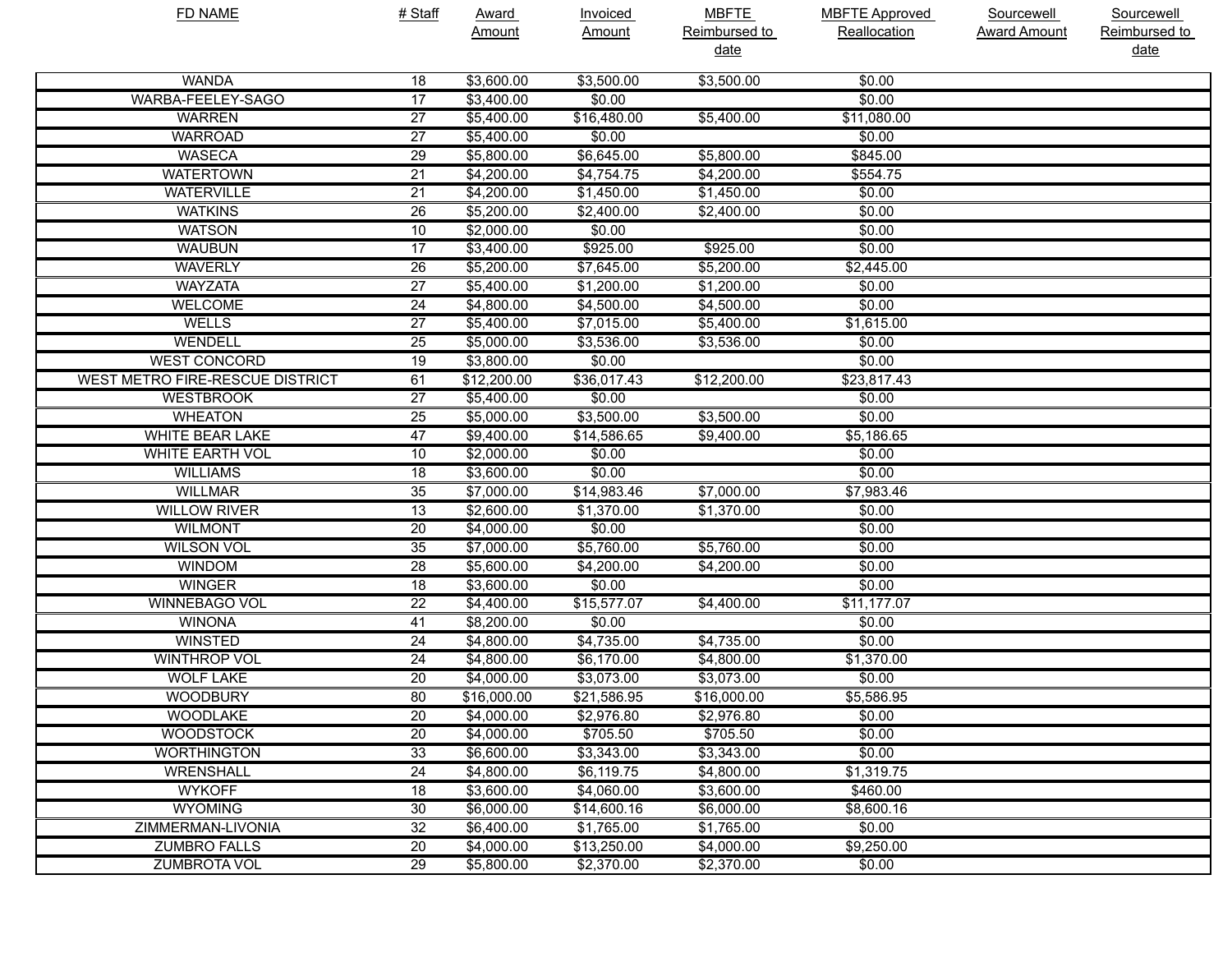| FD NAME | # Staff | Award Amount | Invoiced Amount | MBFTE Reimbursed to date | MBFTE Approved Reallocation | Sourcewell Award Amount | Sourcewell Reimbursed to date |
|---|---|---|---|---|---|---|---|
| WANDA | 18 | $3,600.00 | $3,500.00 | $3,500.00 | $0.00 | | |
| WARBA-FEELEY-SAGO | 17 | $3,400.00 | $0.00 | | $0.00 | | |
| WARREN | 27 | $5,400.00 | $16,480.00 | $5,400.00 | $11,080.00 | | |
| WARROAD | 27 | $5,400.00 | $0.00 | | $0.00 | | |
| WASECA | 29 | $5,800.00 | $6,645.00 | $5,800.00 | $845.00 | | |
| WATERTOWN | 21 | $4,200.00 | $4,754.75 | $4,200.00 | $554.75 | | |
| WATERVILLE | 21 | $4,200.00 | $1,450.00 | $1,450.00 | $0.00 | | |
| WATKINS | 26 | $5,200.00 | $2,400.00 | $2,400.00 | $0.00 | | |
| WATSON | 10 | $2,000.00 | $0.00 | | $0.00 | | |
| WAUBUN | 17 | $3,400.00 | $925.00 | $925.00 | $0.00 | | |
| WAVERLY | 26 | $5,200.00 | $7,645.00 | $5,200.00 | $2,445.00 | | |
| WAYZATA | 27 | $5,400.00 | $1,200.00 | $1,200.00 | $0.00 | | |
| WELCOME | 24 | $4,800.00 | $4,500.00 | $4,500.00 | $0.00 | | |
| WELLS | 27 | $5,400.00 | $7,015.00 | $5,400.00 | $1,615.00 | | |
| WENDELL | 25 | $5,000.00 | $3,536.00 | $3,536.00 | $0.00 | | |
| WEST CONCORD | 19 | $3,800.00 | $0.00 | | $0.00 | | |
| WEST METRO FIRE-RESCUE DISTRICT | 61 | $12,200.00 | $36,017.43 | $12,200.00 | $23,817.43 | | |
| WESTBROOK | 27 | $5,400.00 | $0.00 | | $0.00 | | |
| WHEATON | 25 | $5,000.00 | $3,500.00 | $3,500.00 | $0.00 | | |
| WHITE BEAR LAKE | 47 | $9,400.00 | $14,586.65 | $9,400.00 | $5,186.65 | | |
| WHITE EARTH VOL | 10 | $2,000.00 | $0.00 | | $0.00 | | |
| WILLIAMS | 18 | $3,600.00 | $0.00 | | $0.00 | | |
| WILLMAR | 35 | $7,000.00 | $14,983.46 | $7,000.00 | $7,983.46 | | |
| WILLOW RIVER | 13 | $2,600.00 | $1,370.00 | $1,370.00 | $0.00 | | |
| WILMONT | 20 | $4,000.00 | $0.00 | | $0.00 | | |
| WILSON VOL | 35 | $7,000.00 | $5,760.00 | $5,760.00 | $0.00 | | |
| WINDOM | 28 | $5,600.00 | $4,200.00 | $4,200.00 | $0.00 | | |
| WINGER | 18 | $3,600.00 | $0.00 | | $0.00 | | |
| WINNEBAGO VOL | 22 | $4,400.00 | $15,577.07 | $4,400.00 | $11,177.07 | | |
| WINONA | 41 | $8,200.00 | $0.00 | | $0.00 | | |
| WINSTED | 24 | $4,800.00 | $4,735.00 | $4,735.00 | $0.00 | | |
| WINTHROP VOL | 24 | $4,800.00 | $6,170.00 | $4,800.00 | $1,370.00 | | |
| WOLF LAKE | 20 | $4,000.00 | $3,073.00 | $3,073.00 | $0.00 | | |
| WOODBURY | 80 | $16,000.00 | $21,586.95 | $16,000.00 | $5,586.95 | | |
| WOODLAKE | 20 | $4,000.00 | $2,976.80 | $2,976.80 | $0.00 | | |
| WOODSTOCK | 20 | $4,000.00 | $705.50 | $705.50 | $0.00 | | |
| WORTHINGTON | 33 | $6,600.00 | $3,343.00 | $3,343.00 | $0.00 | | |
| WRENSHALL | 24 | $4,800.00 | $6,119.75 | $4,800.00 | $1,319.75 | | |
| WYKOFF | 18 | $3,600.00 | $4,060.00 | $3,600.00 | $460.00 | | |
| WYOMING | 30 | $6,000.00 | $14,600.16 | $6,000.00 | $8,600.16 | | |
| ZIMMERMAN-LIVONIA | 32 | $6,400.00 | $1,765.00 | $1,765.00 | $0.00 | | |
| ZUMBRO FALLS | 20 | $4,000.00 | $13,250.00 | $4,000.00 | $9,250.00 | | |
| ZUMBROTA VOL | 29 | $5,800.00 | $2,370.00 | $2,370.00 | $0.00 | | |